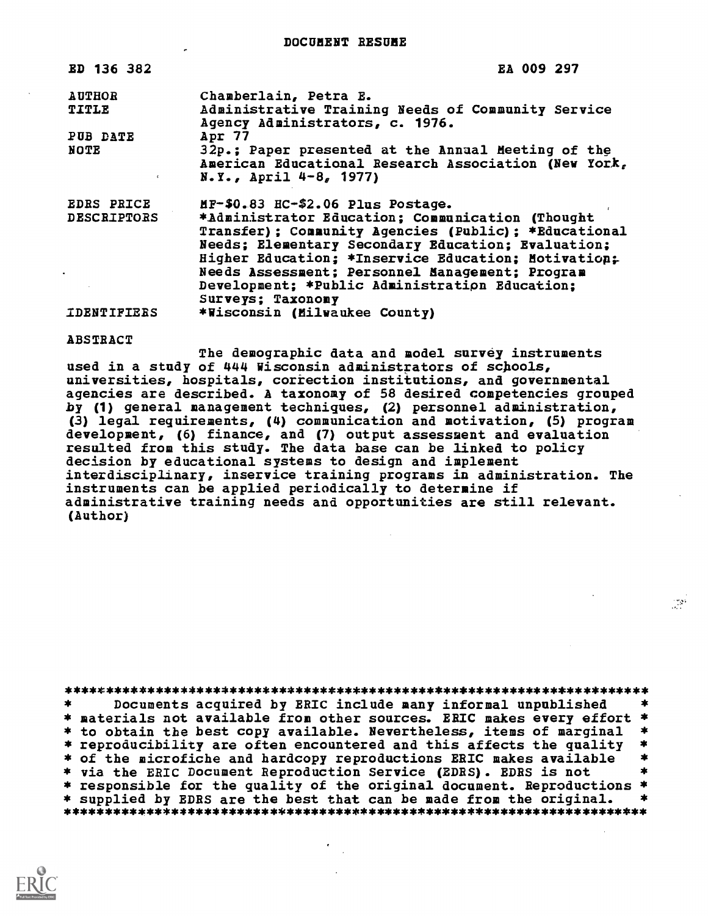DOCUMENT RESUME

| | |
|---|---|
| ED 136 382 | EA 009 297 |
| AUTHOR | Chamberlain, Petra E. |
| TITLE | Administrative Training Needs of Community Service Agency Administrators, c. 1976. |
| PUB DATE | Apr 77 |
| NOTE | 32p.; Paper presented at the Annual Meeting of the American Educational Research Association (New York, N.Y., April 4-8, 1977) |
| EDRS PRICE | MF-$0.83 HC-$2.06 Plus Postage. |
| DESCRIPTORS | *Administrator Education; Communication (Thought Transfer); Community Agencies (Public); *Educational Needs; Elementary Secondary Education; Evaluation; Higher Education; *Inservice Education; Motivation; Needs Assessment; Personnel Management; Program Development; *Public Administration Education; Surveys; Taxonomy |
| IDENTIFIERS | *Wisconsin (Milwaukee County) |

ABSTRACT

The demographic data and model survey instruments used in a study of 444 Wisconsin administrators of schools, universities, hospitals, correction institutions, and governmental agencies are described. A taxonomy of 58 desired competencies grouped by (1) general management techniques, (2) personnel administration, (3) legal requirements, (4) communication and motivation, (5) program development, (6) finance, and (7) output assessment and evaluation resulted from this study. The data base can be linked to policy decision by educational systems to design and implement interdisciplinary, inservice training programs in administration. The instruments can be applied periodically to determine if administrative training needs and opportunities are still relevant. (Author)

***********************************************************************
* Documents acquired by ERIC include many informal unpublished *
* materials not available from other sources. ERIC makes every effort *
* to obtain the best copy available. Nevertheless, items of marginal *
* reproducibility are often encountered and this affects the quality *
* of the microfiche and hardcopy reproductions ERIC makes available *
* via the ERIC Document Reproduction Service (EDRS). EDRS is not *
* responsible for the quality of the original document. Reproductions *
* supplied by EDRS are the best that can be made from the original. *
***********************************************************************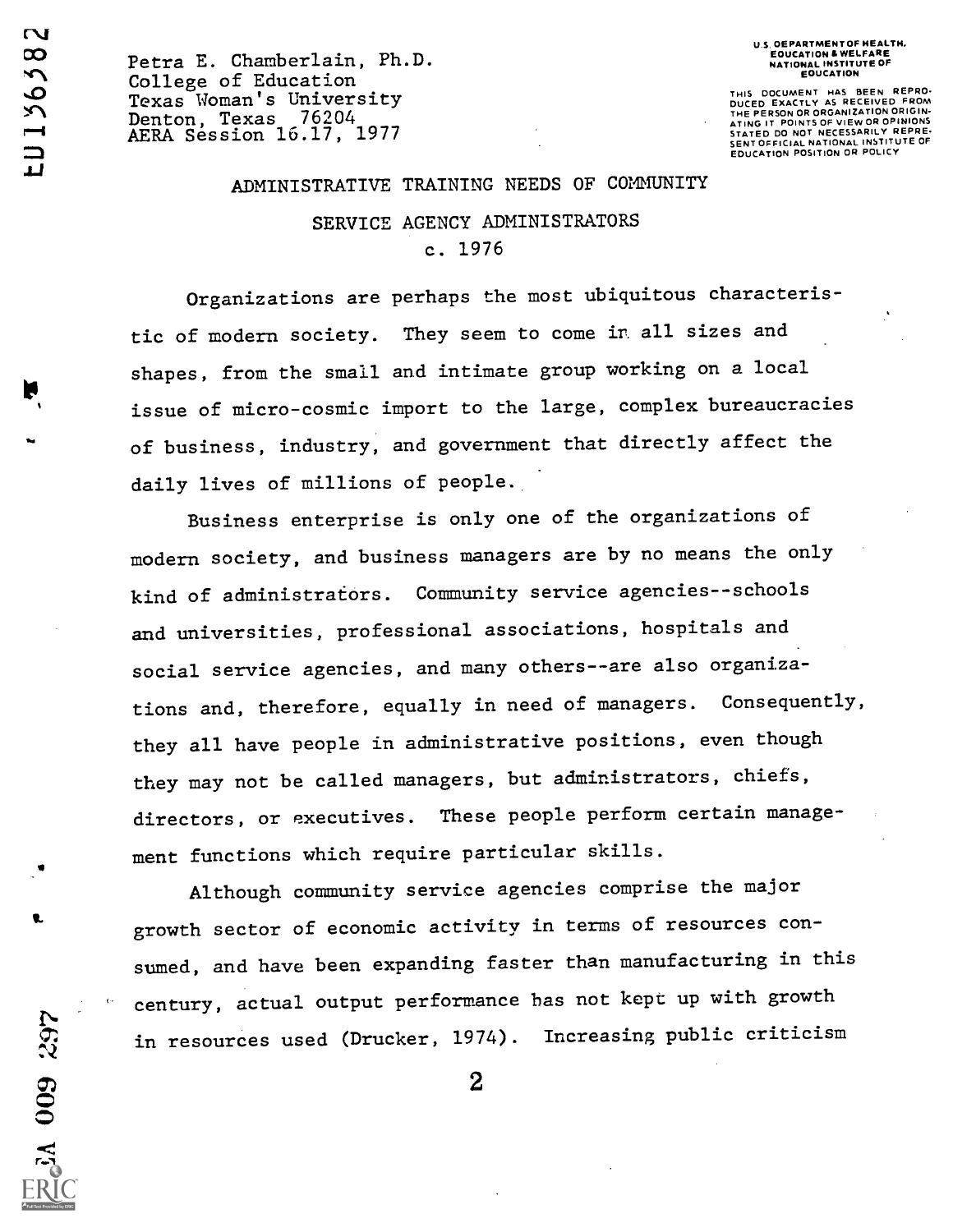Petra E. Chamberlain, Ph.D.
College of Education
Texas Woman's University
Denton, Texas 76204
AERA Session 16.17, 1977

U.S. DEPARTMENT OF HEALTH, EDUCATION & WELFARE NATIONAL INSTITUTE OF EDUCATION

THIS DOCUMENT HAS BEEN REPRODUCED EXACTLY AS RECEIVED FROM THE PERSON OR ORGANIZATION ORIGINATING IT. POINTS OF VIEW OR OPINIONS STATED DO NOT NECESSARILY REPRESENT OFFICIAL NATIONAL INSTITUTE OF EDUCATION POSITION OR POLICY

# ADMINISTRATIVE TRAINING NEEDS OF COMMUNITY SERVICE AGENCY ADMINISTRATORS

c. 1976

Organizations are perhaps the most ubiquitous characteristic of modern society. They seem to come in all sizes and shapes, from the small and intimate group working on a local issue of micro-cosmic import to the large, complex bureaucracies of business, industry, and government that directly affect the daily lives of millions of people.

Business enterprise is only one of the organizations of modern society, and business managers are by no means the only kind of administrators. Community service agencies--schools and universities, professional associations, hospitals and social service agencies, and many others--are also organizations and, therefore, equally in need of managers. Consequently, they all have people in administrative positions, even though they may not be called managers, but administrators, chiefs, directors, or executives. These people perform certain management functions which require particular skills.

Although community service agencies comprise the major growth sector of economic activity in terms of resources consumed, and have been expanding faster than manufacturing in this century, actual output performance has not kept up with growth in resources used (Drucker, 1974). Increasing public criticism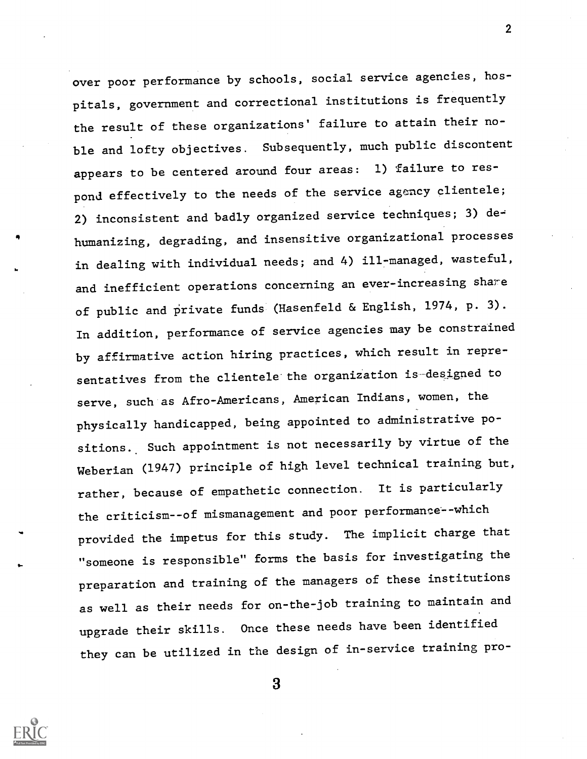over poor performance by schools, social service agencies, hospitals, government and correctional institutions is frequently the result of these organizations' failure to attain their noble and lofty objectives. Subsequently, much public discontent appears to be centered around four areas: 1) failure to respond effectively to the needs of the service agency clientele; 2) inconsistent and badly organized service techniques; 3) dehumanizing, degrading, and insensitive organizational processes in dealing with individual needs; and 4) ill-managed, wasteful, and inefficient operations concerning an ever-increasing share of public and private funds (Hasenfeld & English, 1974, p. 3). In addition, performance of service agencies may be constrained by affirmative action hiring practices, which result in representatives from the clientele the organization is designed to serve, such as Afro-Americans, American Indians, women, the physically handicapped, being appointed to administrative positions. Such appointment is not necessarily by virtue of the Weberian (1947) principle of high level technical training but, rather, because of empathetic connection. It is particularly the criticism--of mismanagement and poor performance--which provided the impetus for this study. The implicit charge that "someone is responsible" forms the basis for investigating the preparation and training of the managers of these institutions as well as their needs for on-the-job training to maintain and upgrade their skills. Once these needs have been identified they can be utilized in the design of in-service training pro-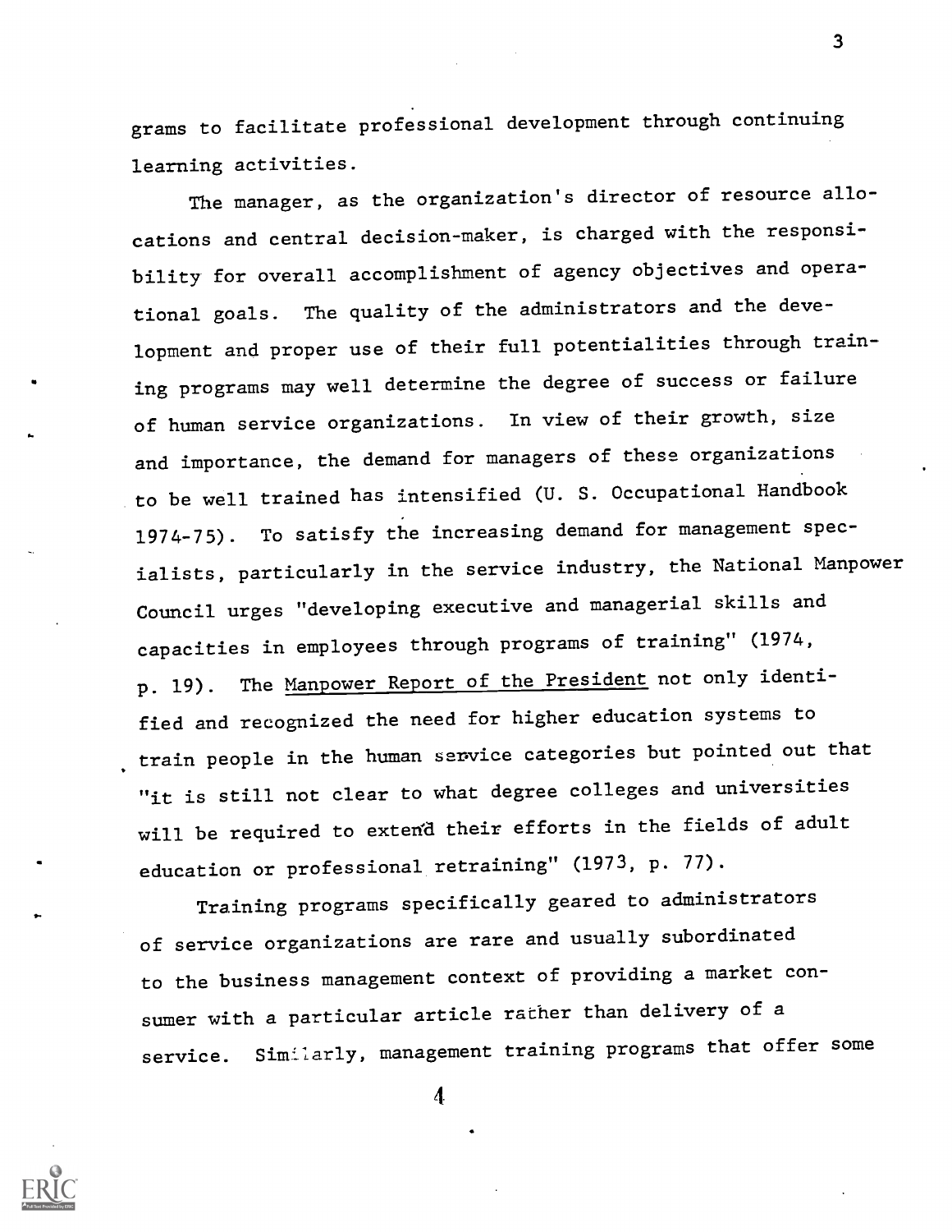grams to facilitate professional development through continuing learning activities.

The manager, as the organization's director of resource allocations and central decision-maker, is charged with the responsibility for overall accomplishment of agency objectives and operational goals. The quality of the administrators and the development and proper use of their full potentialities through training programs may well determine the degree of success or failure of human service organizations. In view of their growth, size and importance, the demand for managers of these organizations to be well trained has intensified (U. S. Occupational Handbook 1974-75). To satisfy the increasing demand for management specialists, particularly in the service industry, the National Manpower Council urges "developing executive and managerial skills and capacities in employees through programs of training" (1974, p. 19). The Manpower Report of the President not only identified and recognized the need for higher education systems to train people in the human service categories but pointed out that "it is still not clear to what degree colleges and universities will be required to extend their efforts in the fields of adult education or professional retraining" (1973, p. 77).

Training programs specifically geared to administrators of service organizations are rare and usually subordinated to the business management context of providing a market consumer with a particular article rather than delivery of a service. Similarly, management training programs that offer some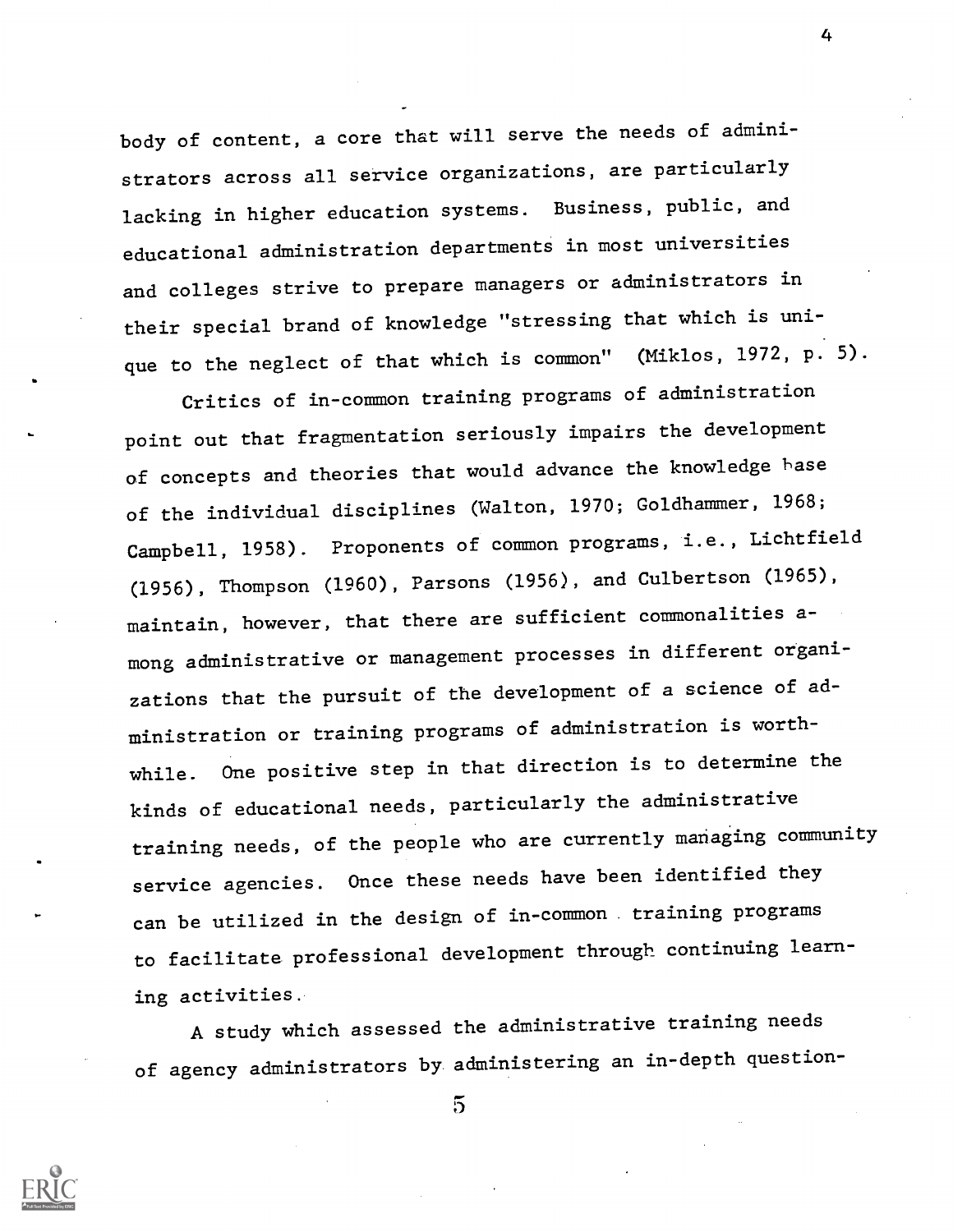body of content, a core that will serve the needs of administrators across all service organizations, are particularly lacking in higher education systems. Business, public, and educational administration departments in most universities and colleges strive to prepare managers or administrators in their special brand of knowledge "stressing that which is unique to the neglect of that which is common" (Miklos, 1972, p. 5).

Critics of in-common training programs of administration point out that fragmentation seriously impairs the development of concepts and theories that would advance the knowledge base of the individual disciplines (Walton, 1970; Goldhammer, 1968; Campbell, 1958). Proponents of common programs, i.e., Lichtfield (1956), Thompson (1960), Parsons (1956), and Culbertson (1965), maintain, however, that there are sufficient commonalities among administrative or management processes in different organizations that the pursuit of the development of a science of administration or training programs of administration is worthwhile. One positive step in that direction is to determine the kinds of educational needs, particularly the administrative training needs, of the people who are currently managing community service agencies. Once these needs have been identified they can be utilized in the design of in-common training programs to facilitate professional development through continuing learning activities.

A study which assessed the administrative training needs of agency administrators by administering an in-depth question-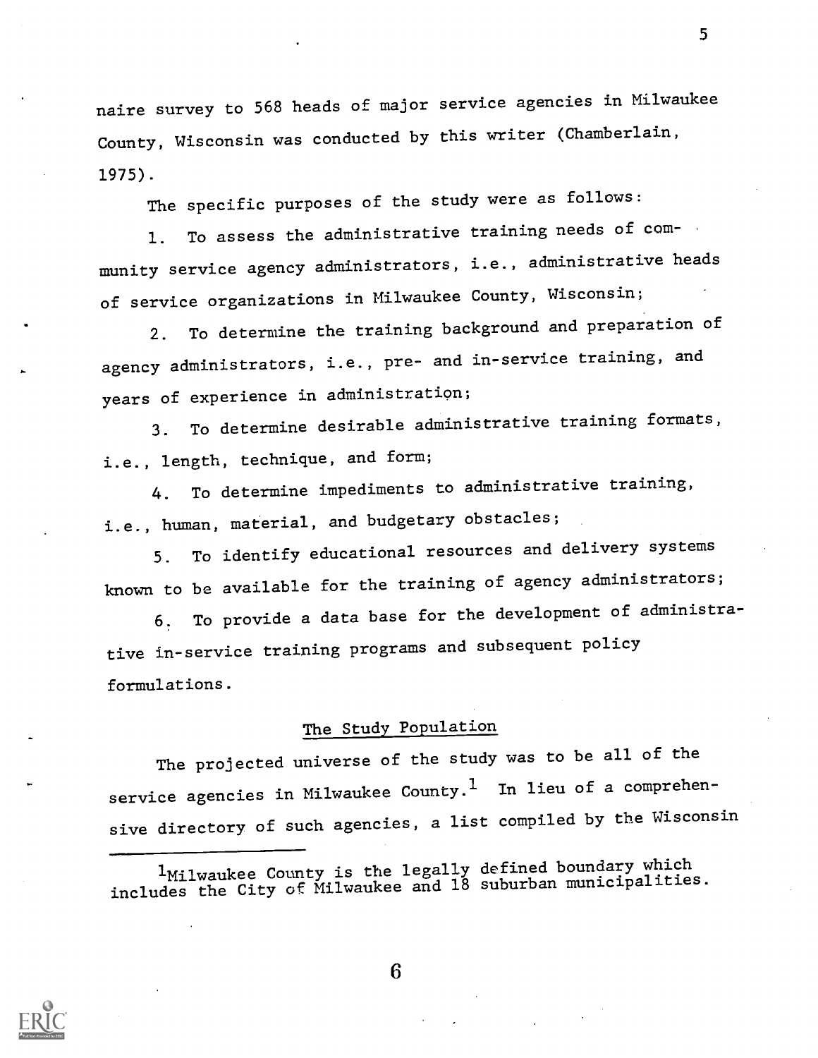naire survey to 568 heads of major service agencies in Milwaukee County, Wisconsin was conducted by this writer (Chamberlain, 1975).

The specific purposes of the study were as follows:

1. To assess the administrative training needs of community service agency administrators, i.e., administrative heads of service organizations in Milwaukee County, Wisconsin;

2. To determine the training background and preparation of agency administrators, i.e., pre- and in-service training, and years of experience in administration;

3. To determine desirable administrative training formats, i.e., length, technique, and form;

4. To determine impediments to administrative training, i.e., human, material, and budgetary obstacles;

5. To identify educational resources and delivery systems known to be available for the training of agency administrators;

6. To provide a data base for the development of administrative in-service training programs and subsequent policy formulations.

## The Study Population

The projected universe of the study was to be all of the service agencies in Milwaukee County.[1] In lieu of a comprehensive directory of such agencies, a list compiled by the Wisconsin

---

[1]Milwaukee County is the legally defined boundary which includes the City of Milwaukee and 18 suburban municipalities.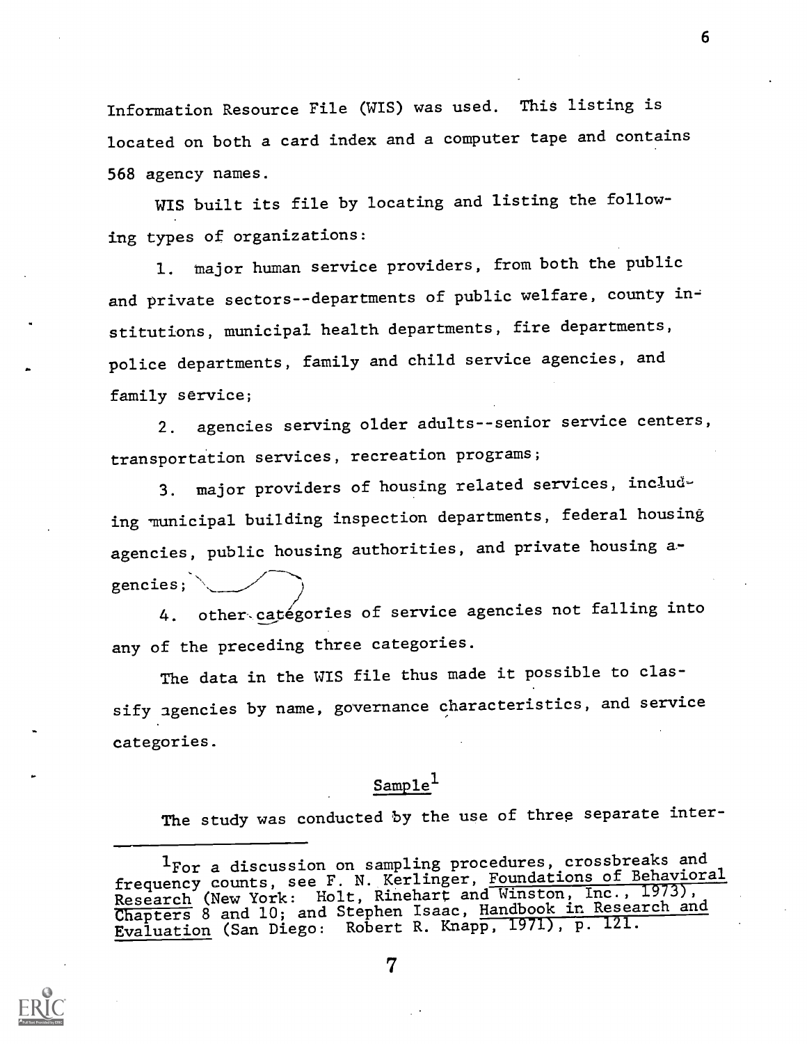Information Resource File (WIS) was used. This listing is located on both a card index and a computer tape and contains 568 agency names.

WIS built its file by locating and listing the following types of organizations:

1. major human service providers, from both the public and private sectors--departments of public welfare, county institutions, municipal health departments, fire departments, police departments, family and child service agencies, and family service;

2. agencies serving older adults--senior service centers, transportation services, recreation programs;

3. major providers of housing related services, including municipal building inspection departments, federal housing agencies, public housing authorities, and private housing agencies;

4. other categories of service agencies not falling into any of the preceding three categories.

The data in the WIS file thus made it possible to classify agencies by name, governance characteristics, and service categories.

## Sample[1]

The study was conducted by the use of three separate inter-

---

[1]For a discussion on sampling procedures, crossbreaks and frequency counts, see F. N. Kerlinger, Foundations of Behavioral Research (New York: Holt, Rinehart and Winston, Inc., 1973), Chapters 8 and 10; and Stephen Isaac, Handbook in Research and Evaluation (San Diego: Robert R. Knapp, 1971), p. 121.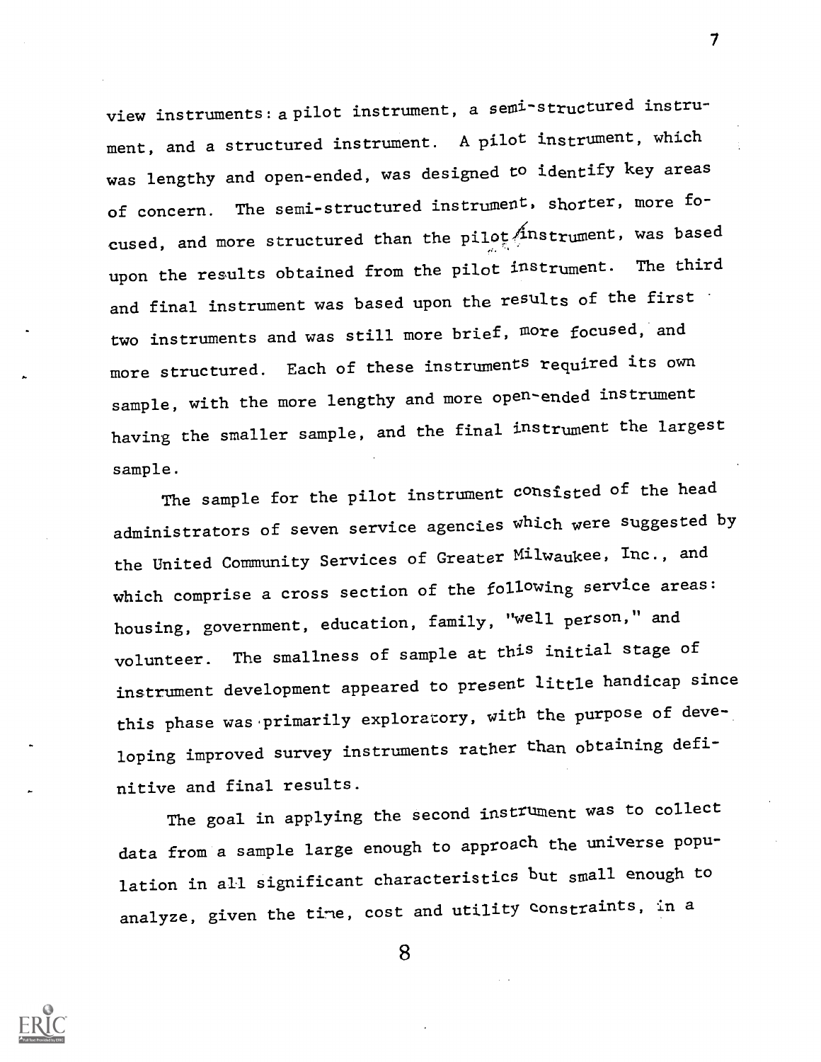view instruments: a pilot instrument, a semi-structured instrument, and a structured instrument. A pilot instrument, which was lengthy and open-ended, was designed to identify key areas of concern. The semi-structured instrument, shorter, more focused, and more structured than the pilot instrument, was based upon the results obtained from the pilot instrument. The third and final instrument was based upon the results of the first two instruments and was still more brief, more focused, and more structured. Each of these instruments required its own sample, with the more lengthy and more open-ended instrument having the smaller sample, and the final instrument the largest sample.

The sample for the pilot instrument consisted of the head administrators of seven service agencies which were suggested by the United Community Services of Greater Milwaukee, Inc., and which comprise a cross section of the following service areas: housing, government, education, family, "well person," and volunteer. The smallness of sample at this initial stage of instrument development appeared to present little handicap since this phase was primarily exploratory, with the purpose of developing improved survey instruments rather than obtaining definitive and final results.

The goal in applying the second instrument was to collect data from a sample large enough to approach the universe population in all significant characteristics but small enough to analyze, given the time, cost and utility constraints, in a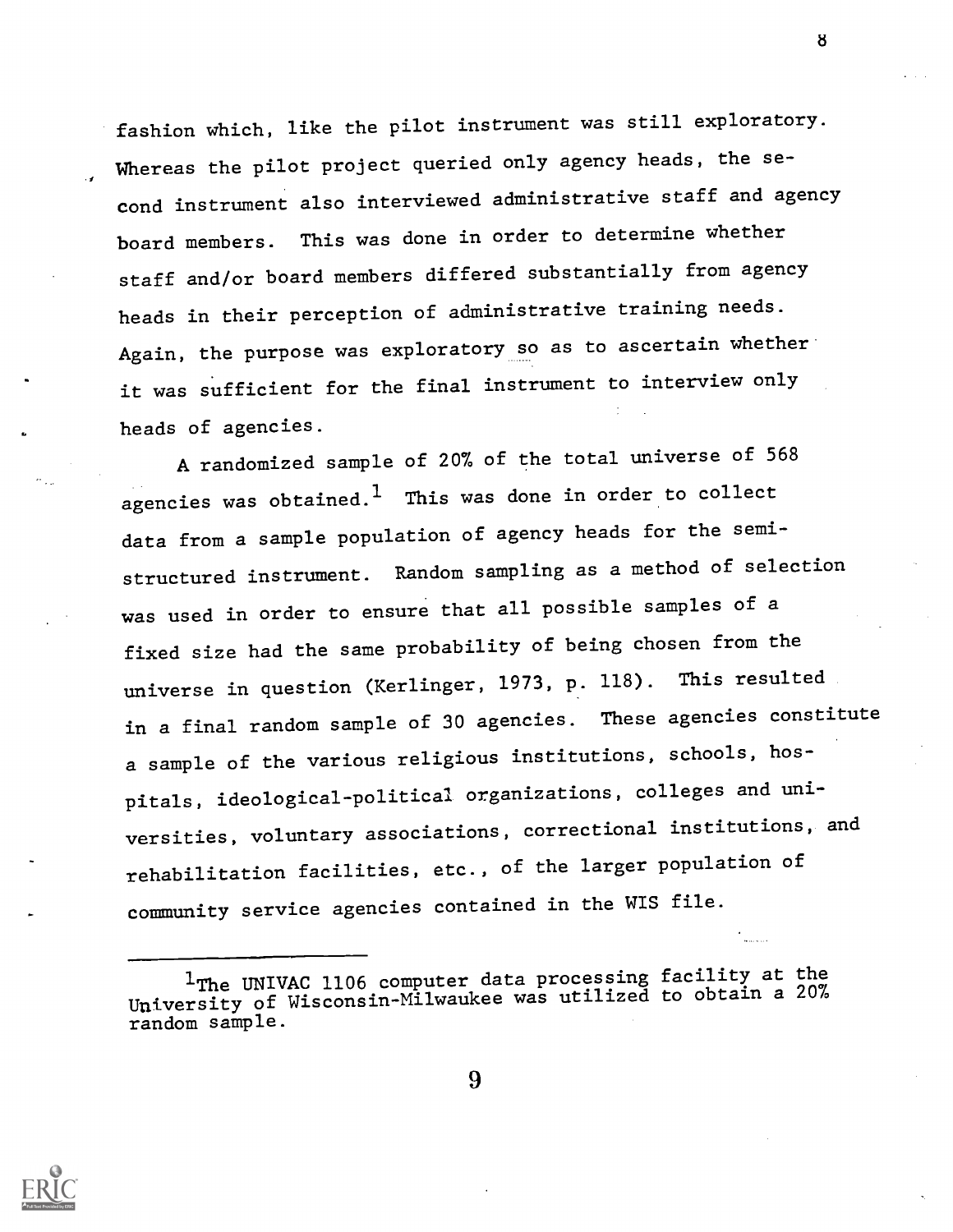fashion which, like the pilot instrument was still exploratory. Whereas the pilot project queried only agency heads, the second instrument also interviewed administrative staff and agency board members. This was done in order to determine whether staff and/or board members differed substantially from agency heads in their perception of administrative training needs. Again, the purpose was exploratory so as to ascertain whether it was sufficient for the final instrument to interview only heads of agencies.

A randomized sample of 20% of the total universe of 568 agencies was obtained.[1] This was done in order to collect data from a sample population of agency heads for the semi-structured instrument. Random sampling as a method of selection was used in order to ensure that all possible samples of a fixed size had the same probability of being chosen from the universe in question (Kerlinger, 1973, p. 118). This resulted in a final random sample of 30 agencies. These agencies constitute a sample of the various religious institutions, schools, hospitals, ideological-political organizations, colleges and universities, voluntary associations, correctional institutions, and rehabilitation facilities, etc., of the larger population of community service agencies contained in the WIS file.

---

[1] The UNIVAC 1106 computer data processing facility at the University of Wisconsin-Milwaukee was utilized to obtain a 20% random sample.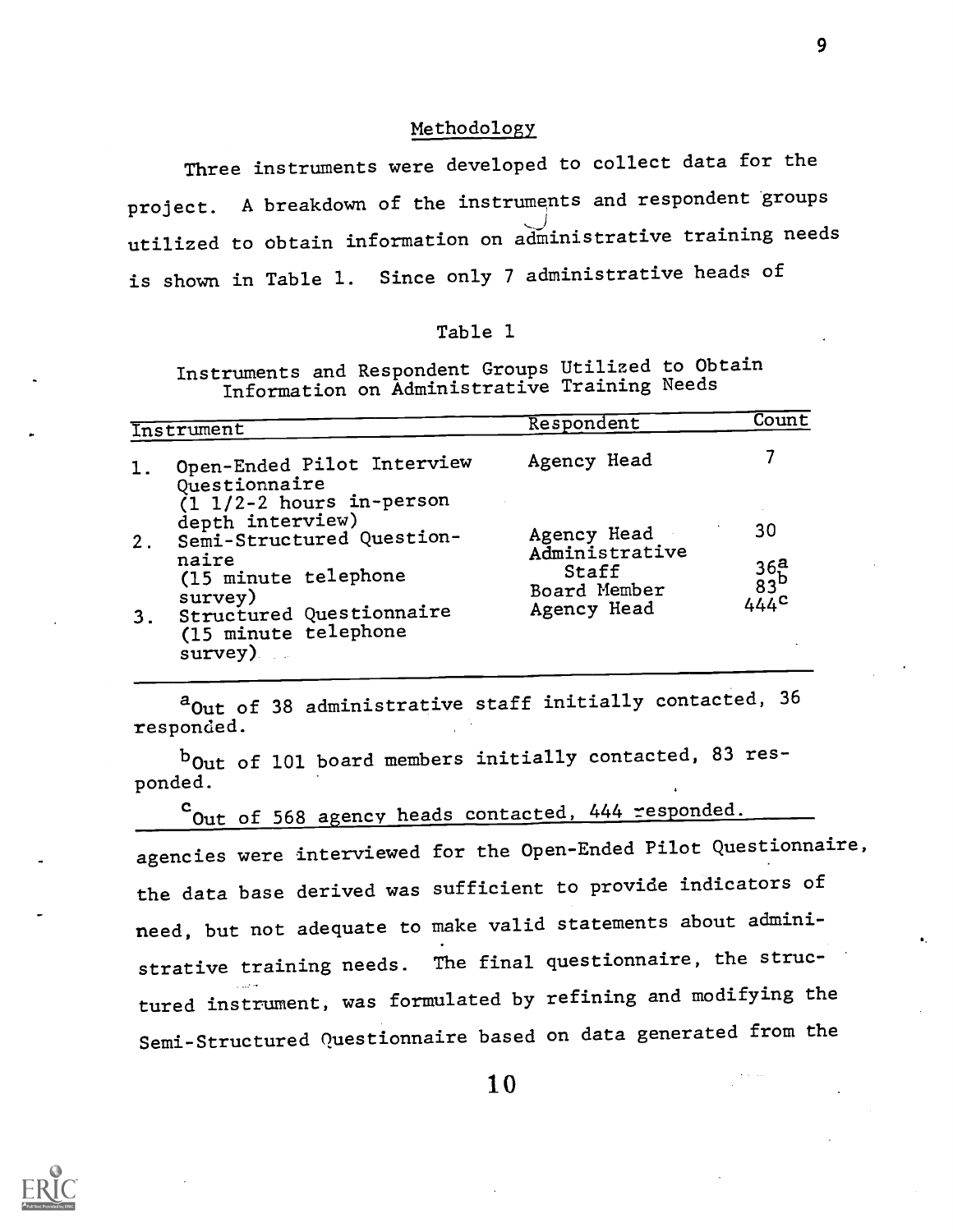## Methodology

Three instruments were developed to collect data for the project. A breakdown of the instruments and respondent groups utilized to obtain information on administrative training needs is shown in Table 1. Since only 7 administrative heads of agencies were interviewed for the Open-Ended Pilot Questionnaire, the data base derived was sufficient to provide indicators of need, but not adequate to make valid statements about administrative training needs. The final questionnaire, the structured instrument, was formulated by refining and modifying the Semi-Structured Questionnaire based on data generated from the

Table 1

Instruments and Respondent Groups Utilized to Obtain Information on Administrative Training Needs

| Instrument | Respondent | Count |
|---|---|---|
| 1. Open-Ended Pilot Interview Questionnaire (1 1/2-2 hours in-person depth interview) | Agency Head | 7 |
| 2. Semi-Structured Questionnaire (15 minute telephone survey) | Agency Head | 30 |
| | Administrative Staff | 36[a] |
| | Board Member | 83[b] |
| 3. Structured Questionnaire (15 minute telephone survey) | Agency Head | 444[c] |

[a]Out of 38 administrative staff initially contacted, 36 responded.

[b]Out of 101 board members initially contacted, 83 responded.

[c]Out of 568 agency heads contacted, 444 responded.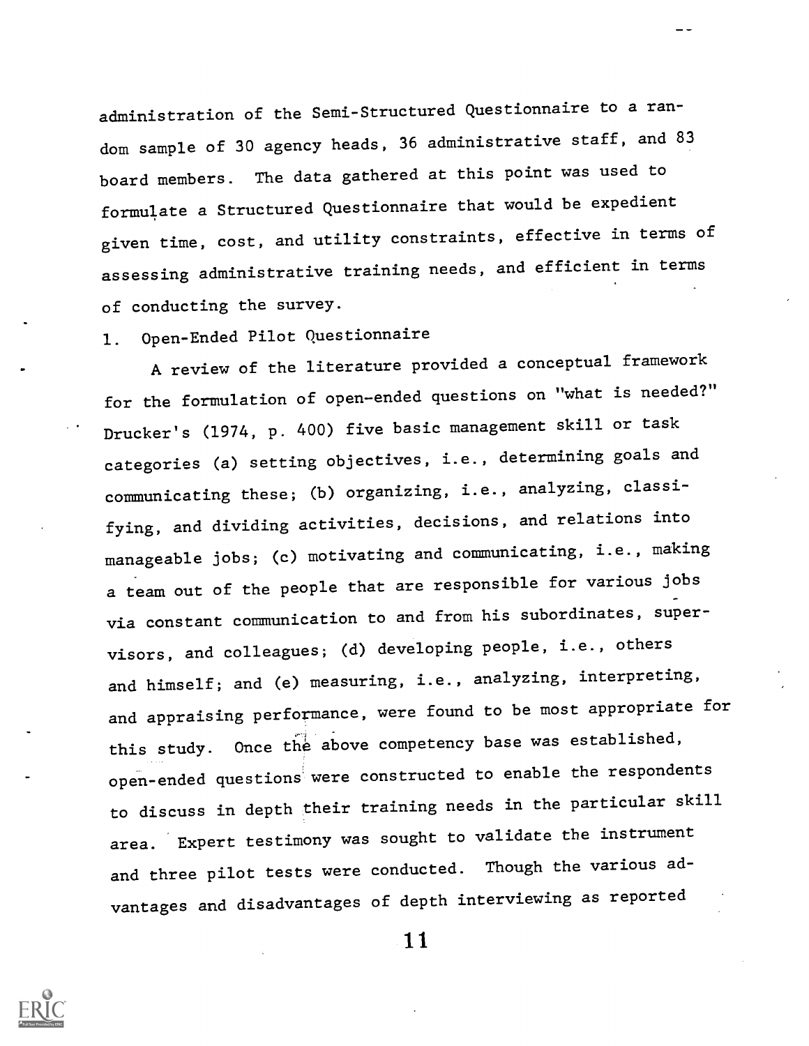administration of the Semi-Structured Questionnaire to a random sample of 30 agency heads, 36 administrative staff, and 83 board members. The data gathered at this point was used to formulate a Structured Questionnaire that would be expedient given time, cost, and utility constraints, effective in terms of assessing administrative training needs, and efficient in terms of conducting the survey.

1. Open-Ended Pilot Questionnaire

A review of the literature provided a conceptual framework for the formulation of open-ended questions on "what is needed?" Drucker's (1974, p. 400) five basic management skill or task categories (a) setting objectives, i.e., determining goals and communicating these; (b) organizing, i.e., analyzing, classifying, and dividing activities, decisions, and relations into manageable jobs; (c) motivating and communicating, i.e., making a team out of the people that are responsible for various jobs via constant communication to and from his subordinates, supervisors, and colleagues; (d) developing people, i.e., others and himself; and (e) measuring, i.e., analyzing, interpreting, and appraising performance, were found to be most appropriate for this study. Once the above competency base was established, open-ended questions were constructed to enable the respondents to discuss in depth their training needs in the particular skill area. Expert testimony was sought to validate the instrument and three pilot tests were conducted. Though the various advantages and disadvantages of depth interviewing as reported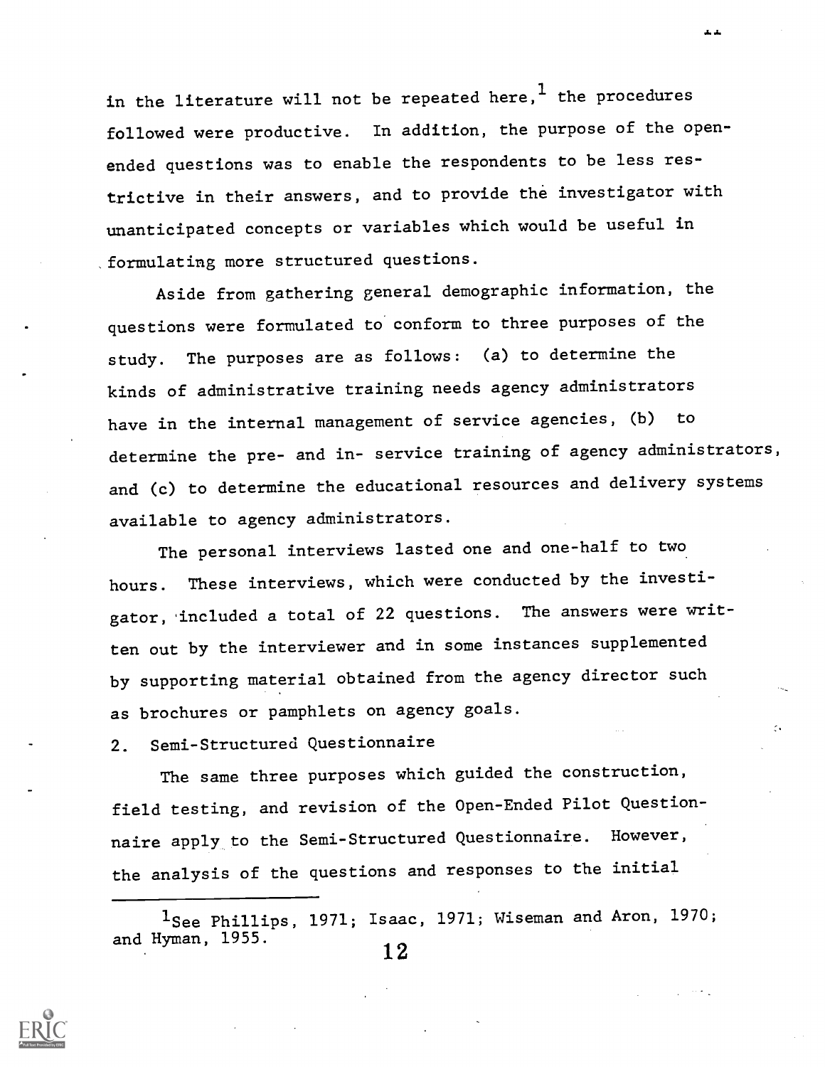in the literature will not be repeated here,[1] the procedures followed were productive. In addition, the purpose of the open-ended questions was to enable the respondents to be less restrictive in their answers, and to provide the investigator with unanticipated concepts or variables which would be useful in formulating more structured questions.

Aside from gathering general demographic information, the questions were formulated to conform to three purposes of the study. The purposes are as follows: (a) to determine the kinds of administrative training needs agency administrators have in the internal management of service agencies, (b) to determine the pre- and in- service training of agency administrators, and (c) to determine the educational resources and delivery systems available to agency administrators.

The personal interviews lasted one and one-half to two hours. These interviews, which were conducted by the investigator, included a total of 22 questions. The answers were written out by the interviewer and in some instances supplemented by supporting material obtained from the agency director such as brochures or pamphlets on agency goals.

2. Semi-Structured Questionnaire

The same three purposes which guided the construction, field testing, and revision of the Open-Ended Pilot Questionnaire apply to the Semi-Structured Questionnaire. However, the analysis of the questions and responses to the initial

---

[1] See Phillips, 1971; Isaac, 1971; Wiseman and Aron, 1970; and Hyman, 1955.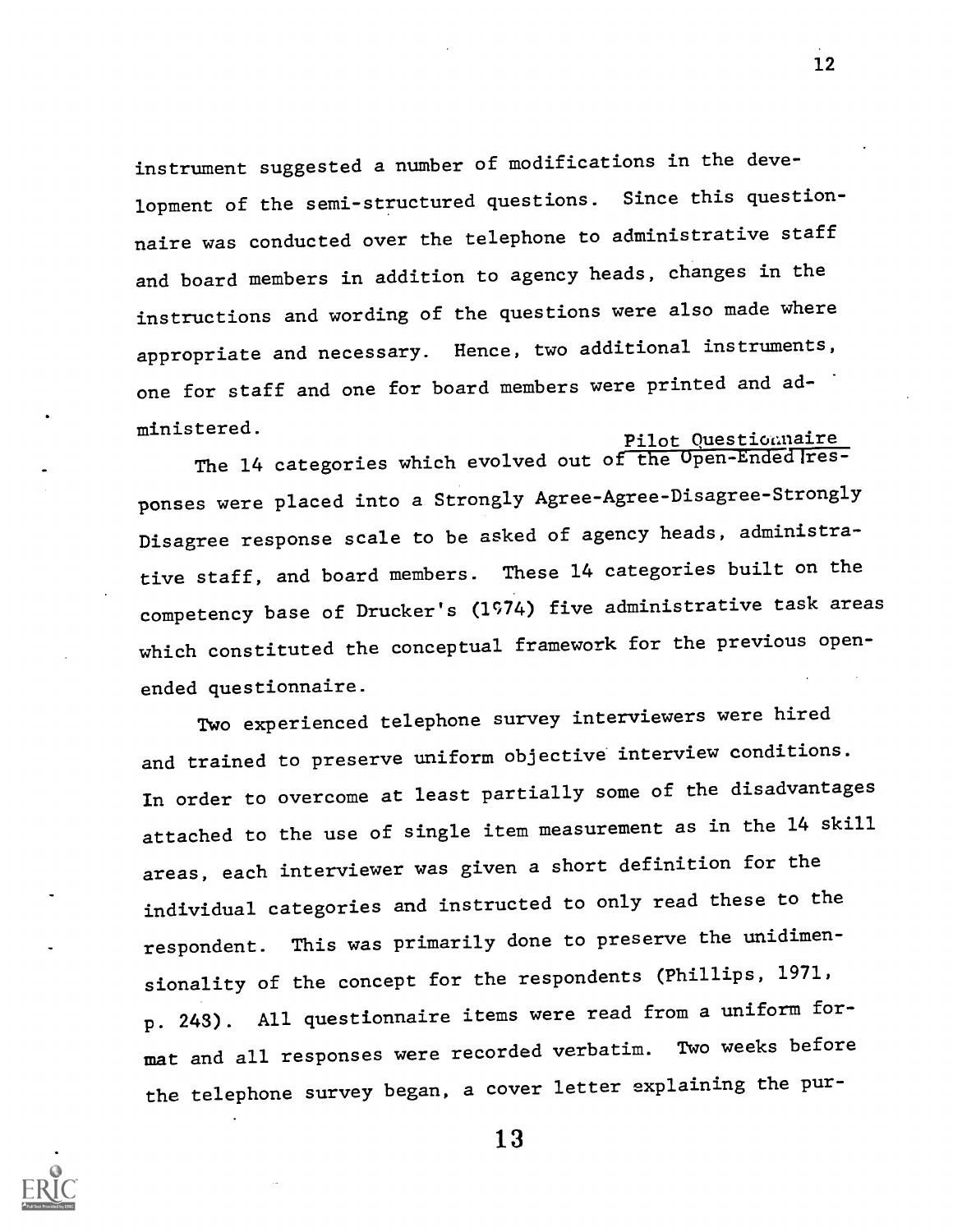instrument suggested a number of modifications in the development of the semi-structured questions. Since this questionnaire was conducted over the telephone to administrative staff and board members in addition to agency heads, changes in the instructions and wording of the questions were also made where appropriate and necessary. Hence, two additional instruments, one for staff and one for board members were printed and administered.

### Pilot Questionnaire

The 14 categories which evolved out of the Open-Ended responses were placed into a Strongly Agree-Agree-Disagree-Strongly Disagree response scale to be asked of agency heads, administrative staff, and board members. These 14 categories built on the competency base of Drucker's (1974) five administrative task areas which constituted the conceptual framework for the previous open-ended questionnaire.

Two experienced telephone survey interviewers were hired and trained to preserve uniform objective interview conditions. In order to overcome at least partially some of the disadvantages attached to the use of single item measurement as in the 14 skill areas, each interviewer was given a short definition for the individual categories and instructed to only read these to the respondent. This was primarily done to preserve the unidimensionality of the concept for the respondents (Phillips, 1971, p. 243). All questionnaire items were read from a uniform format and all responses were recorded verbatim. Two weeks before the telephone survey began, a cover letter explaining the pur-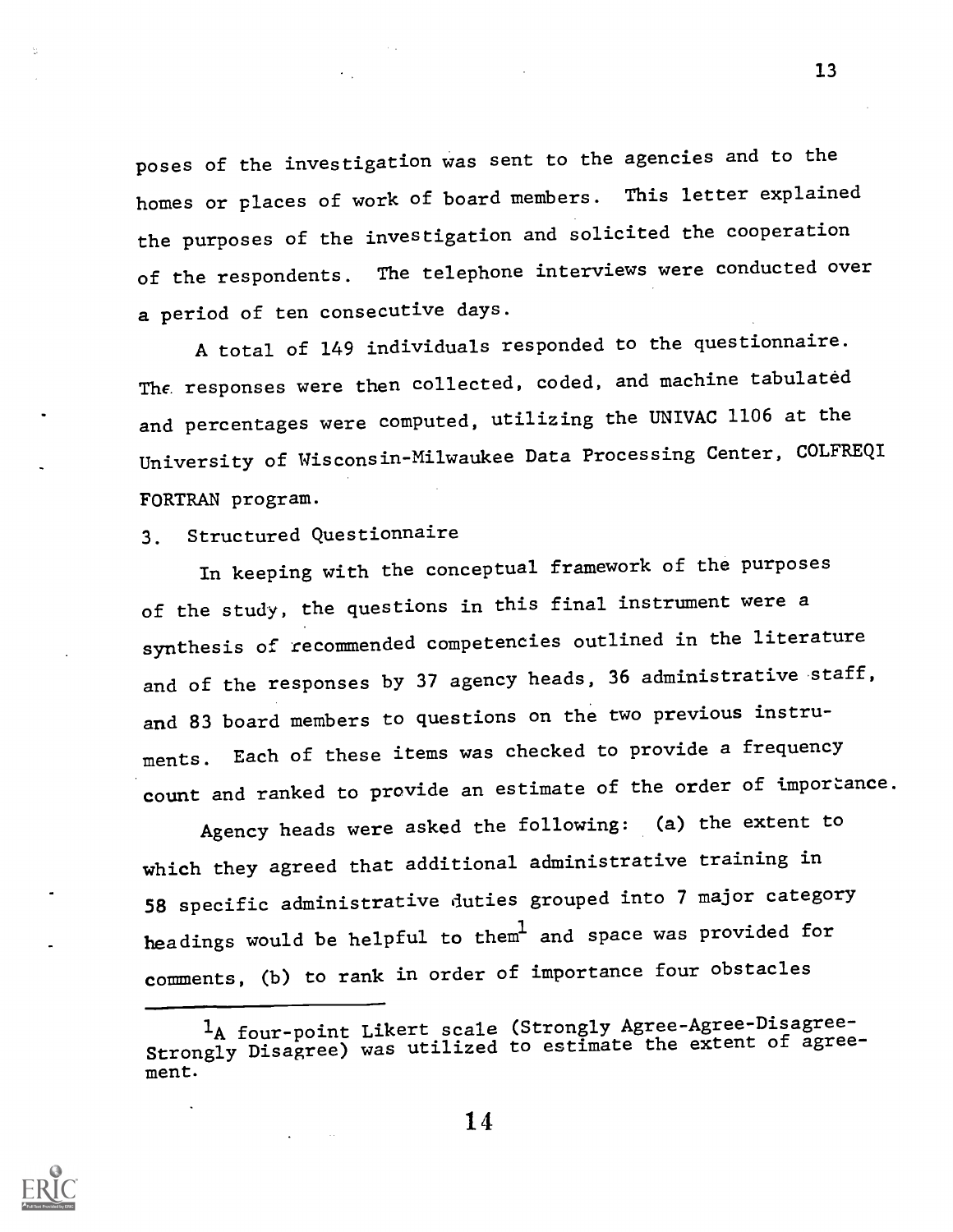poses of the investigation was sent to the agencies and to the homes or places of work of board members. This letter explained the purposes of the investigation and solicited the cooperation of the respondents. The telephone interviews were conducted over a period of ten consecutive days.

A total of 149 individuals responded to the questionnaire. The responses were then collected, coded, and machine tabulated and percentages were computed, utilizing the UNIVAC 1106 at the University of Wisconsin-Milwaukee Data Processing Center, COLFREQI FORTRAN program.

3. Structured Questionnaire

In keeping with the conceptual framework of the purposes of the study, the questions in this final instrument were a synthesis of recommended competencies outlined in the literature and of the responses by 37 agency heads, 36 administrative staff, and 83 board members to questions on the two previous instruments. Each of these items was checked to provide a frequency count and ranked to provide an estimate of the order of importance.

Agency heads were asked the following: (a) the extent to which they agreed that additional administrative training in 58 specific administrative duties grouped into 7 major category headings would be helpful to them[1] and space was provided for comments, (b) to rank in order of importance four obstacles

---

[1] A four-point Likert scale (Strongly Agree-Agree-Disagree-Strongly Disagree) was utilized to estimate the extent of agreement.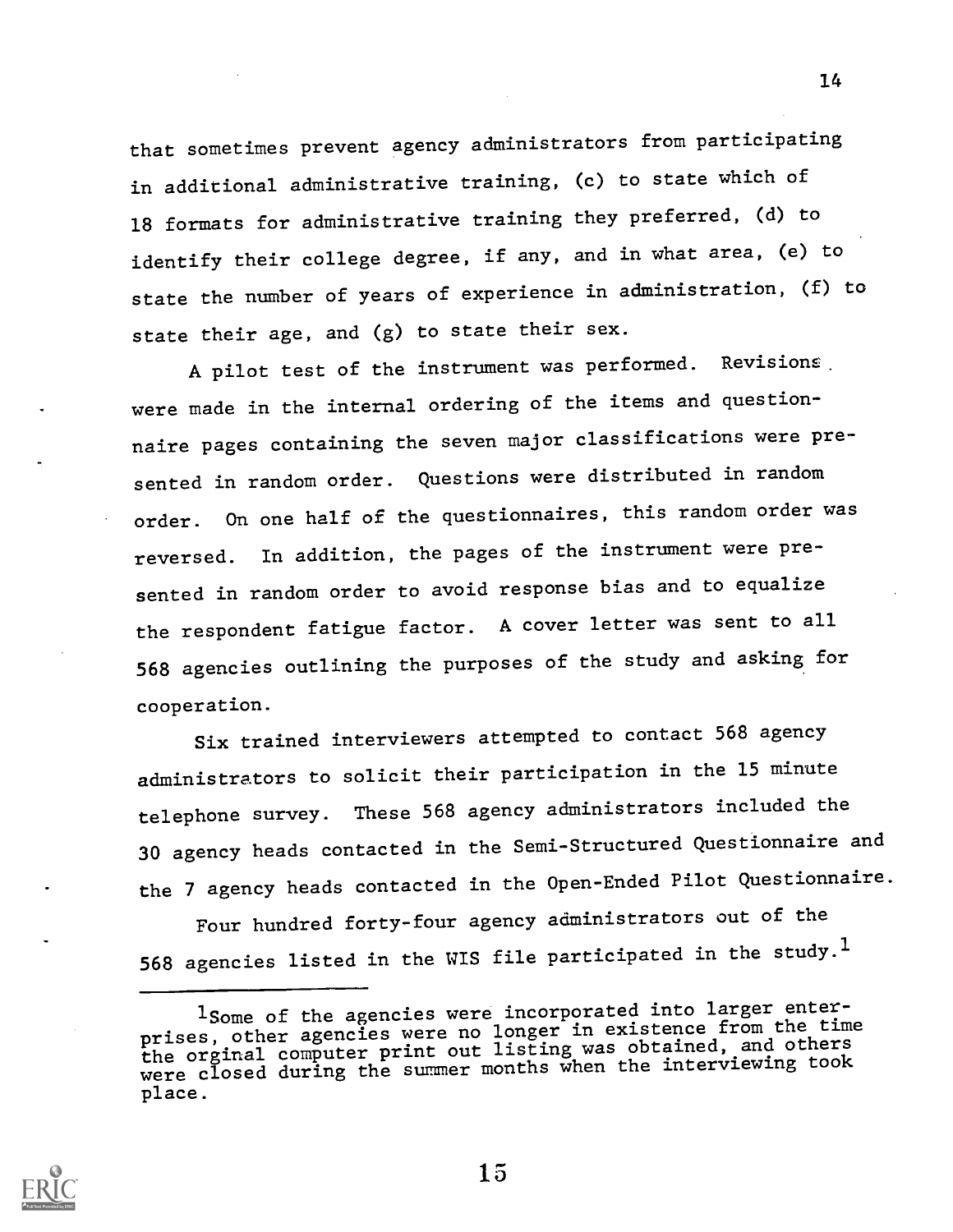that sometimes prevent agency administrators from participating in additional administrative training, (c) to state which of 18 formats for administrative training they preferred, (d) to identify their college degree, if any, and in what area, (e) to state the number of years of experience in administration, (f) to state their age, and (g) to state their sex.

A pilot test of the instrument was performed. Revisions were made in the internal ordering of the items and questionnaire pages containing the seven major classifications were presented in random order. Questions were distributed in random order. On one half of the questionnaires, this random order was reversed. In addition, the pages of the instrument were presented in random order to avoid response bias and to equalize the respondent fatigue factor. A cover letter was sent to all 568 agencies outlining the purposes of the study and asking for cooperation.

Six trained interviewers attempted to contact 568 agency administrators to solicit their participation in the 15 minute telephone survey. These 568 agency administrators included the 30 agency heads contacted in the Semi-Structured Questionnaire and the 7 agency heads contacted in the Open-Ended Pilot Questionnaire.

Four hundred forty-four agency administrators out of the 568 agencies listed in the WIS file participated in the study.[1]

---

[1]Some of the agencies were incorporated into larger enterprises, other agencies were no longer in existence from the time the orginal computer print out listing was obtained, and others were closed during the summer months when the interviewing took place.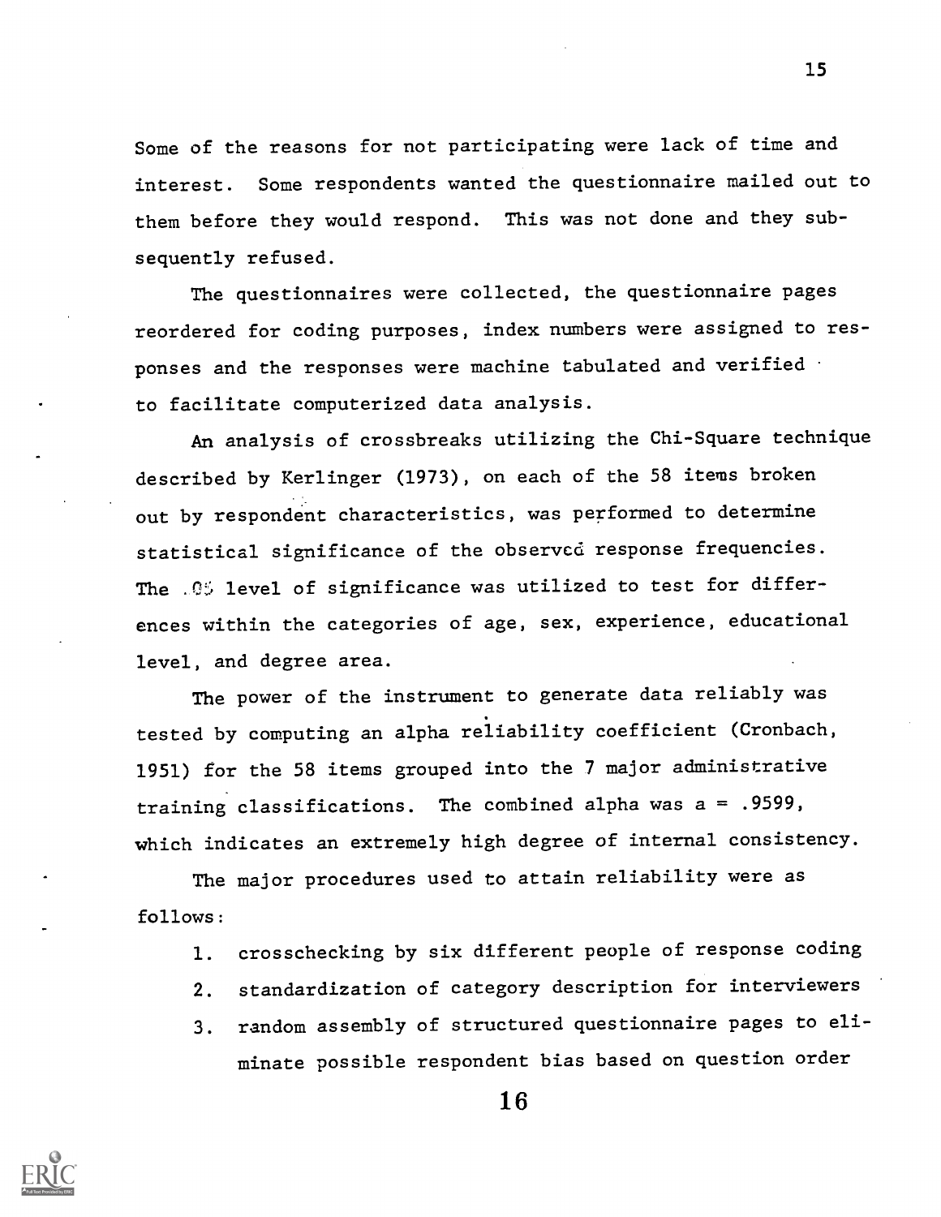Some of the reasons for not participating were lack of time and interest. Some respondents wanted the questionnaire mailed out to them before they would respond. This was not done and they subsequently refused.

The questionnaires were collected, the questionnaire pages reordered for coding purposes, index numbers were assigned to responses and the responses were machine tabulated and verified to facilitate computerized data analysis.

An analysis of crossbreaks utilizing the Chi-Square technique described by Kerlinger (1973), on each of the 58 items broken out by respondent characteristics, was performed to determine statistical significance of the observed response frequencies. The .05 level of significance was utilized to test for differences within the categories of age, sex, experience, educational level, and degree area.

The power of the instrument to generate data reliably was tested by computing an alpha reliability coefficient (Cronbach, 1951) for the 58 items grouped into the 7 major administrative training classifications. The combined alpha was $a = .9599$, which indicates an extremely high degree of internal consistency.

The major procedures used to attain reliability were as follows:

1. crosschecking by six different people of response coding
2. standardization of category description for interviewers
3. random assembly of structured questionnaire pages to eliminate possible respondent bias based on question order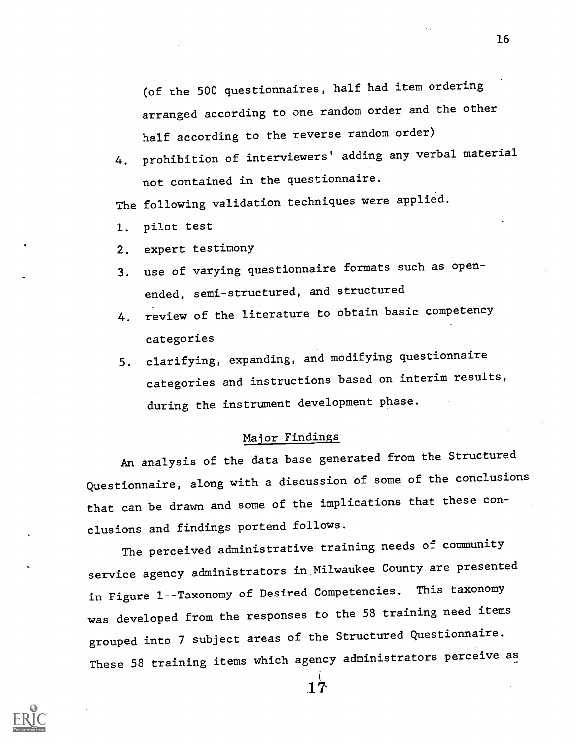(of the 500 questionnaires, half had item ordering arranged according to one random order and the other half according to the reverse random order)

4. prohibition of interviewers' adding any verbal material not contained in the questionnaire.

The following validation techniques were applied.

1. pilot test
2. expert testimony
3. use of varying questionnaire formats such as open-ended, semi-structured, and structured
4. review of the literature to obtain basic competency categories
5. clarifying, expanding, and modifying questionnaire categories and instructions based on interim results, during the instrument development phase.

## Major Findings

An analysis of the data base generated from the Structured Questionnaire, along with a discussion of some of the conclusions that can be drawn and some of the implications that these conclusions and findings portend follows.

The perceived administrative training needs of community service agency administrators in Milwaukee County are presented in Figure 1--Taxonomy of Desired Competencies. This taxonomy was developed from the responses to the 58 training need items grouped into 7 subject areas of the Structured Questionnaire. These 58 training items which agency administrators perceive as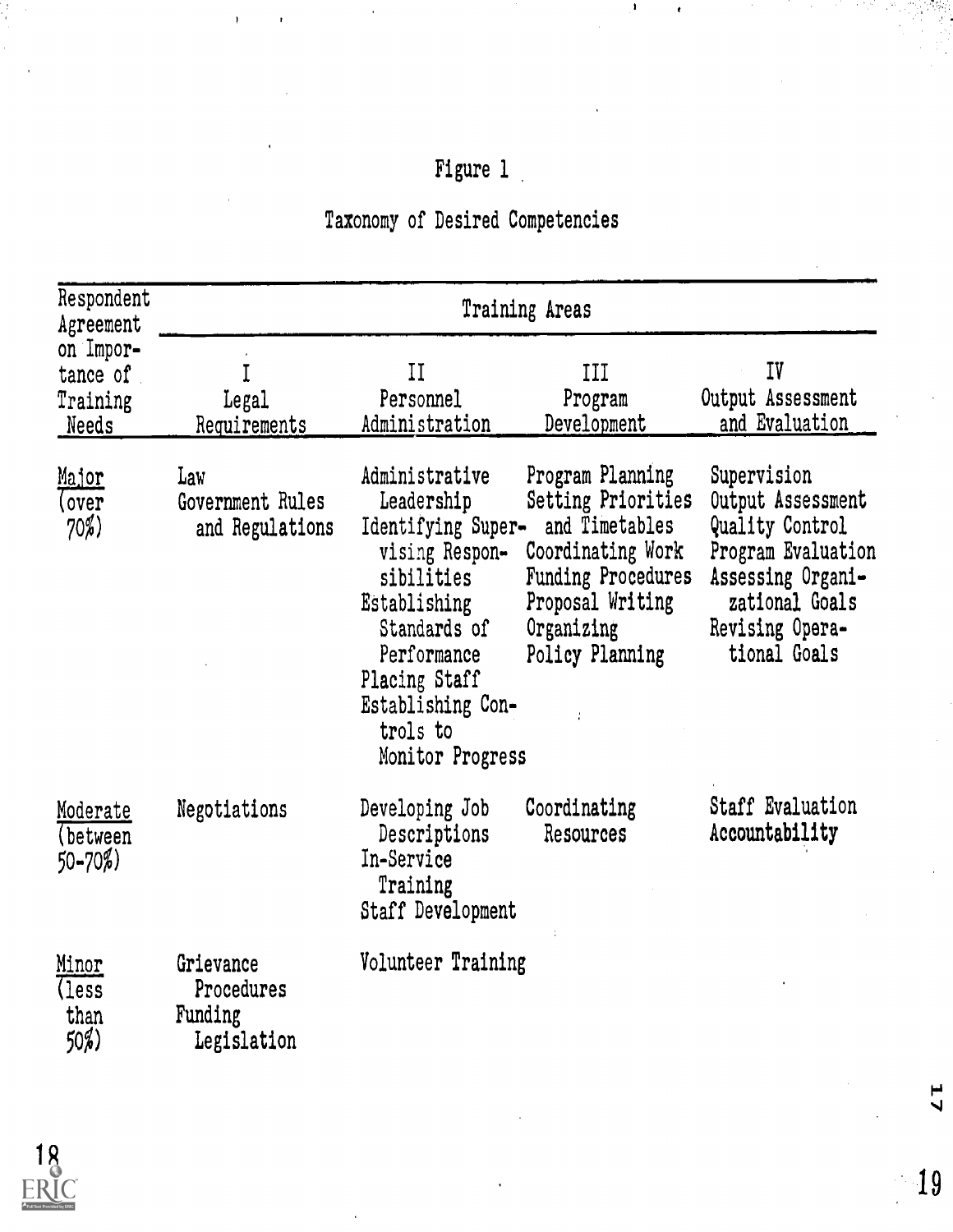Figure 1

Taxonomy of Desired Competencies

| Respondent Agreement on Importance of Training Needs | Training Areas | | | |
|---|---|---|---|---|
| | I Legal Requirements | II Personnel Administration | III Program Development | IV Output Assessment and Evaluation |
| Major (over 70%) | Law<br>Government Rules and Regulations | Administrative Leadership<br>Identifying Supervising Responsibilities<br>Establishing Standards of Performance<br>Placing Staff<br>Establishing Controls to Monitor Progress | Program Planning<br>Setting Priorities and Timetables<br>Coordinating Work<br>Funding Procedures<br>Proposal Writing<br>Organizing<br>Policy Planning | Supervision<br>Output Assessment<br>Quality Control<br>Program Evaluation<br>Assessing Organizational Goals<br>Revising Operational Goals |
| Moderate (between 50-70%) | Negotiations | Developing Job Descriptions<br>In-Service Training<br>Staff Development | Coordinating Resources | Staff Evaluation<br>Accountability |
| Minor (less than 50%) | Grievance Procedures<br>Funding Legislation | Volunteer Training | | |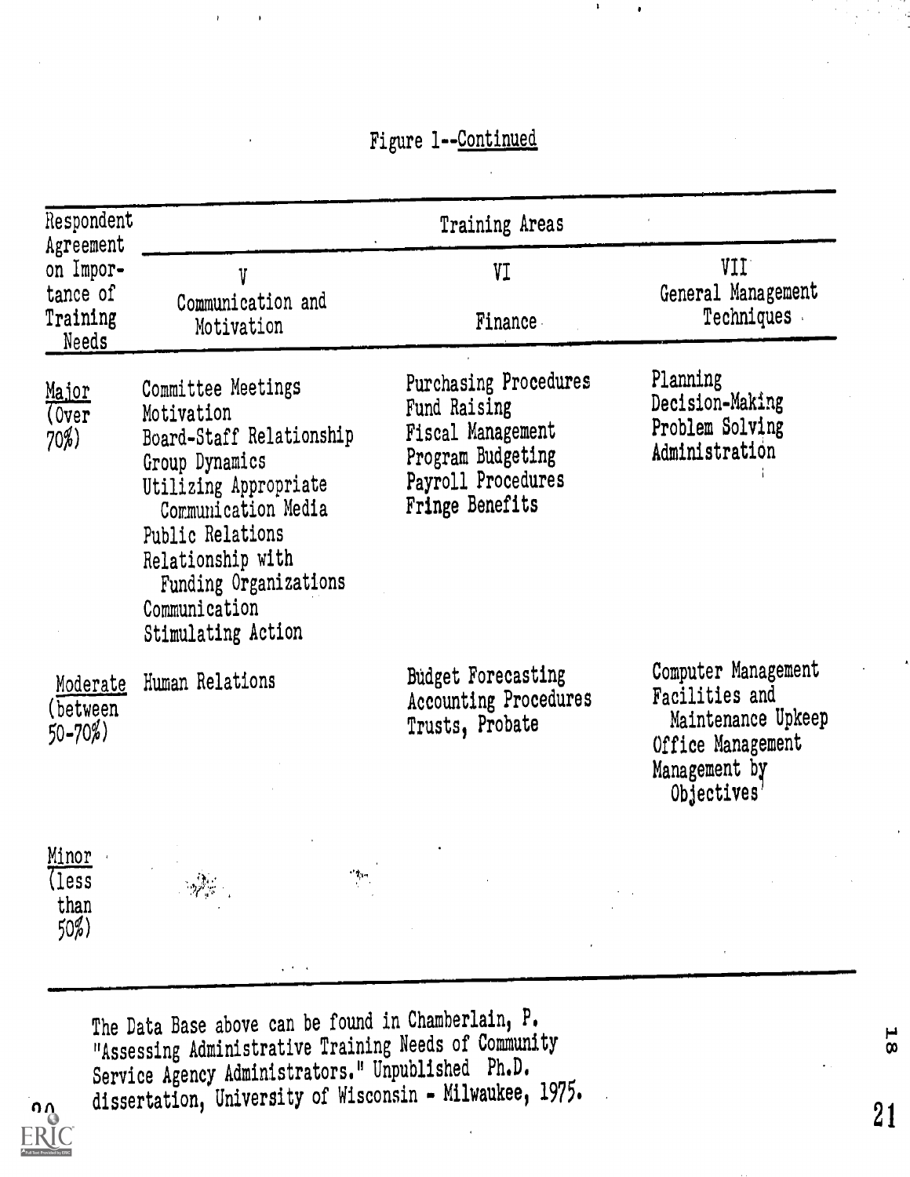Figure 1--Continued

| Respondent Agreement on Importance of Training Needs | Training Areas | | |
|---|---|---|---|
| | V<br>Communication and Motivation | VI<br>Finance | VII<br>General Management Techniques |
| Major (Over 70%) | Committee Meetings<br>Motivation<br>Board-Staff Relationship<br>Group Dynamics<br>Utilizing Appropriate Communication Media<br>Public Relations<br>Relationship with Funding Organizations<br>Communication<br>Stimulating Action | Purchasing Procedures<br>Fund Raising<br>Fiscal Management<br>Program Budgeting<br>Payroll Procedures<br>Fringe Benefits | Planning<br>Decision-Making<br>Problem Solving<br>Administration |
| Moderate (between 50-70%) | Human Relations | Budget Forecasting<br>Accounting Procedures<br>Trusts, Probate | Computer Management<br>Facilities and Maintenance Upkeep<br>Office Management<br>Management by Objectives |
| Minor (less than 50%) | | | |

The Data Base above can be found in Chamberlain, P. "Assessing Administrative Training Needs of Community Service Agency Administrators." Unpublished Ph.D. dissertation, University of Wisconsin - Milwaukee, 1975.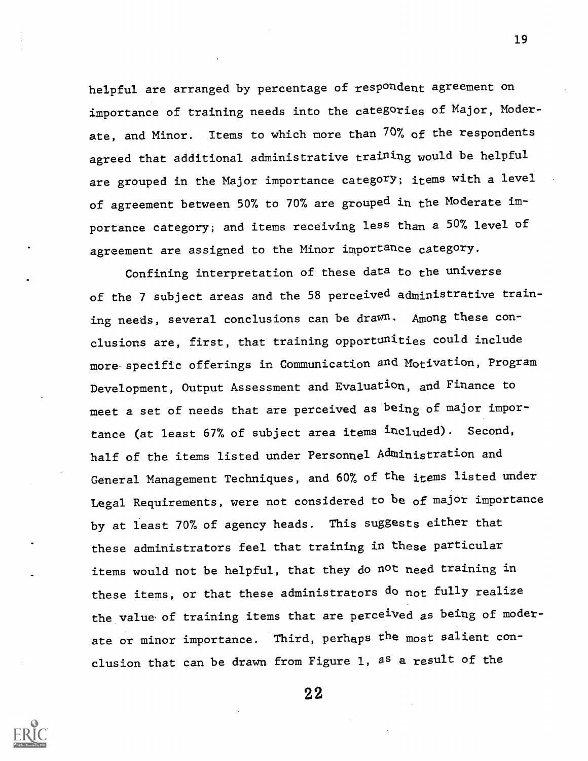helpful are arranged by percentage of respondent agreement on importance of training needs into the categories of Major, Moderate, and Minor. Items to which more than 70% of the respondents agreed that additional administrative training would be helpful are grouped in the Major importance category; items with a level of agreement between 50% to 70% are grouped in the Moderate importance category; and items receiving less than a 50% level of agreement are assigned to the Minor importance category.

Confining interpretation of these data to the universe of the 7 subject areas and the 58 perceived administrative training needs, several conclusions can be drawn. Among these conclusions are, first, that training opportunities could include more specific offerings in Communication and Motivation, Program Development, Output Assessment and Evaluation, and Finance to meet a set of needs that are perceived as being of major importance (at least 67% of subject area items included). Second, half of the items listed under Personnel Administration and General Management Techniques, and 60% of the items listed under Legal Requirements, were not considered to be of major importance by at least 70% of agency heads. This suggests either that these administrators feel that training in these particular items would not be helpful, that they do not need training in these items, or that these administrators do not fully realize the value of training items that are perceived as being of moderate or minor importance. Third, perhaps the most salient conclusion that can be drawn from Figure 1, as a result of the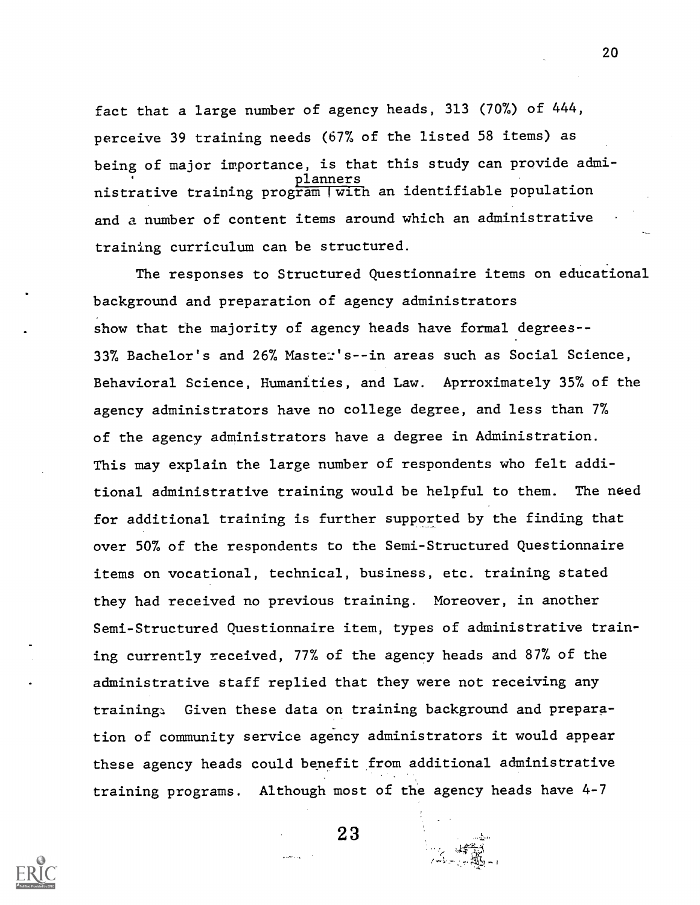fact that a large number of agency heads, 313 (70%) of 444, perceive 39 training needs (67% of the listed 58 items) as being of major importance, is that this study can provide administrative training program planners with an identifiable population and a number of content items around which an administrative training curriculum can be structured.

The responses to Structured Questionnaire items on educational background and preparation of agency administrators show that the majority of agency heads have formal degrees--33% Bachelor's and 26% Master's--in areas such as Social Science, Behavioral Science, Humanities, and Law. Aprroximately 35% of the agency administrators have no college degree, and less than 7% of the agency administrators have a degree in Administration. This may explain the large number of respondents who felt additional administrative training would be helpful to them. The need for additional training is further supported by the finding that over 50% of the respondents to the Semi-Structured Questionnaire items on vocational, technical, business, etc. training stated they had received no previous training. Moreover, in another Semi-Structured Questionnaire item, types of administrative training currently received, 77% of the agency heads and 87% of the administrative staff replied that they were not receiving any training. Given these data on training background and preparation of community service agency administrators it would appear these agency heads could benefit from additional administrative training programs. Although most of the agency heads have 4-7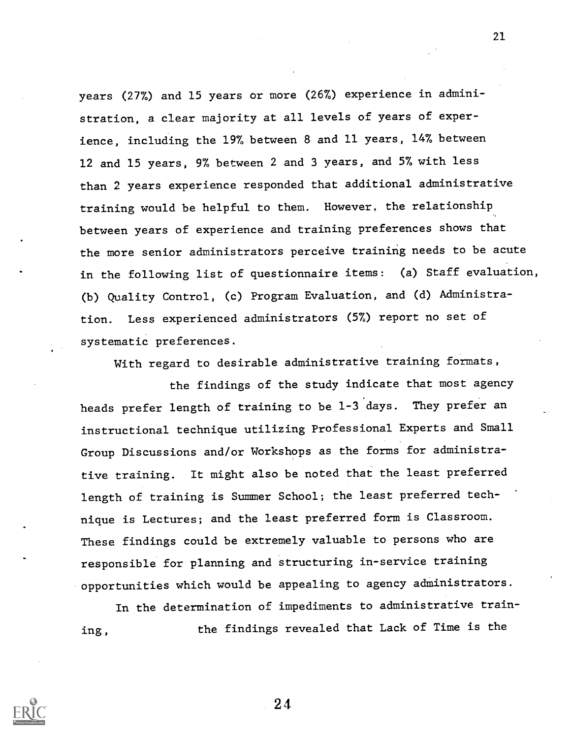years (27%) and 15 years or more (26%) experience in administration, a clear majority at all levels of years of experience, including the 19% between 8 and 11 years, 14% between 12 and 15 years, 9% between 2 and 3 years, and 5% with less than 2 years experience responded that additional administrative training would be helpful to them. However, the relationship between years of experience and training preferences shows that the more senior administrators perceive training needs to be acute in the following list of questionnaire items: (a) Staff evaluation, (b) Quality Control, (c) Program Evaluation, and (d) Administration. Less experienced administrators (5%) report no set of systematic preferences.

With regard to desirable administrative training formats, the findings of the study indicate that most agency heads prefer length of training to be 1-3 days. They prefer an instructional technique utilizing Professional Experts and Small Group Discussions and/or Workshops as the forms for administrative training. It might also be noted that the least preferred length of training is Summer School; the least preferred technique is Lectures; and the least preferred form is Classroom. These findings could be extremely valuable to persons who are responsible for planning and structuring in-service training opportunities which would be appealing to agency administrators.

In the determination of impediments to administrative training, the findings revealed that Lack of Time is the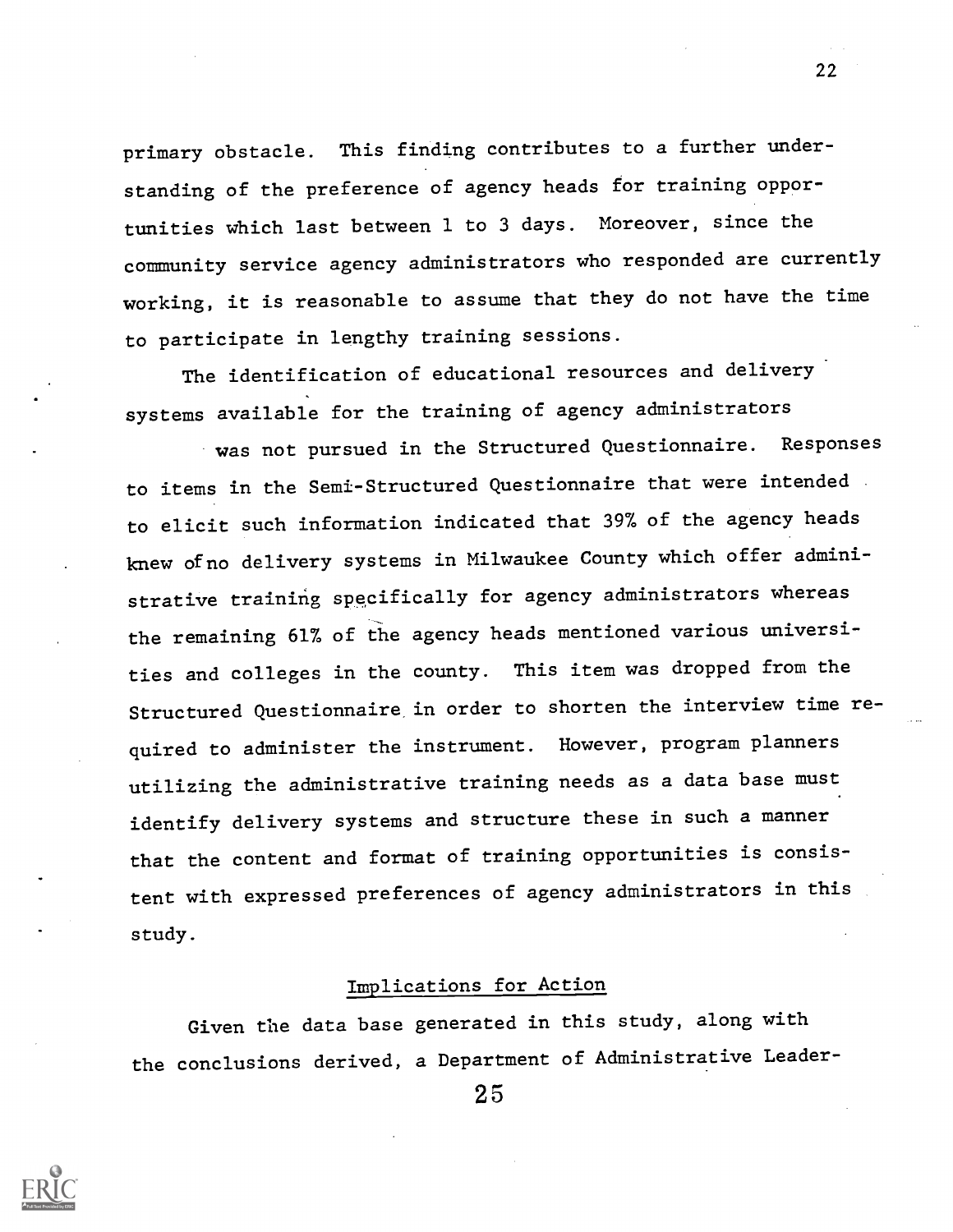primary obstacle. This finding contributes to a further understanding of the preference of agency heads for training opportunities which last between 1 to 3 days. Moreover, since the community service agency administrators who responded are currently working, it is reasonable to assume that they do not have the time to participate in lengthy training sessions.

The identification of educational resources and delivery systems available for the training of agency administrators was not pursued in the Structured Questionnaire. Responses to items in the Semi-Structured Questionnaire that were intended to elicit such information indicated that 39% of the agency heads knew of no delivery systems in Milwaukee County which offer administrative training specifically for agency administrators whereas the remaining 61% of the agency heads mentioned various universities and colleges in the county. This item was dropped from the Structured Questionnaire in order to shorten the interview time required to administer the instrument. However, program planners utilizing the administrative training needs as a data base must identify delivery systems and structure these in such a manner that the content and format of training opportunities is consistent with expressed preferences of agency administrators in this study.

## Implications for Action

Given the data base generated in this study, along with the conclusions derived, a Department of Administrative Leader-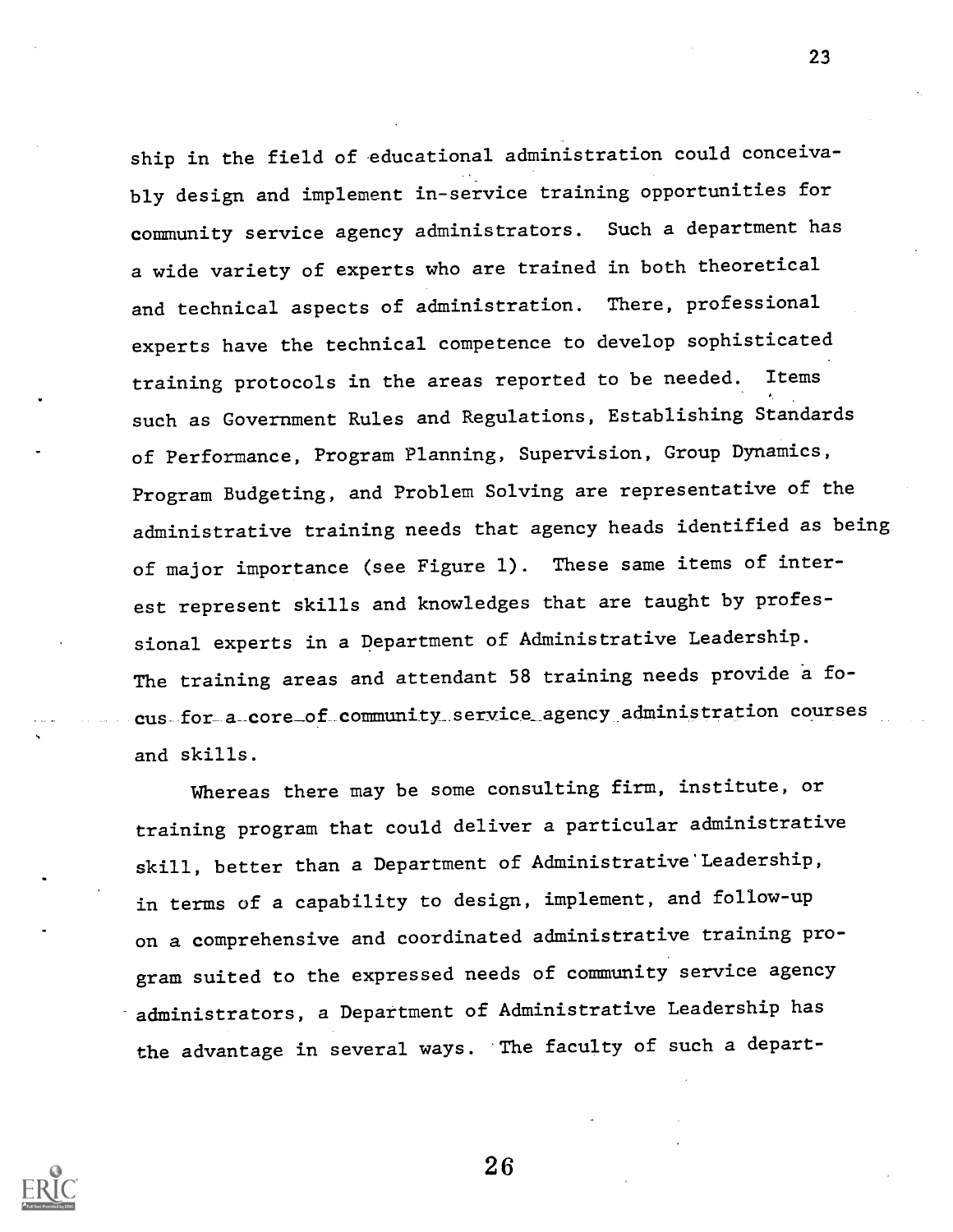ship in the field of educational administration could conceivably design and implement in-service training opportunities for community service agency administrators. Such a department has a wide variety of experts who are trained in both theoretical and technical aspects of administration. There, professional experts have the technical competence to develop sophisticated training protocols in the areas reported to be needed. Items such as Government Rules and Regulations, Establishing Standards of Performance, Program Planning, Supervision, Group Dynamics, Program Budgeting, and Problem Solving are representative of the administrative training needs that agency heads identified as being of major importance (see Figure 1). These same items of interest represent skills and knowledges that are taught by professional experts in a Department of Administrative Leadership. The training areas and attendant 58 training needs provide a focus for a core of community service agency administration courses and skills.

Whereas there may be some consulting firm, institute, or training program that could deliver a particular administrative skill, better than a Department of Administrative Leadership, in terms of a capability to design, implement, and follow-up on a comprehensive and coordinated administrative training program suited to the expressed needs of community service agency administrators, a Department of Administrative Leadership has the advantage in several ways. The faculty of such a depart-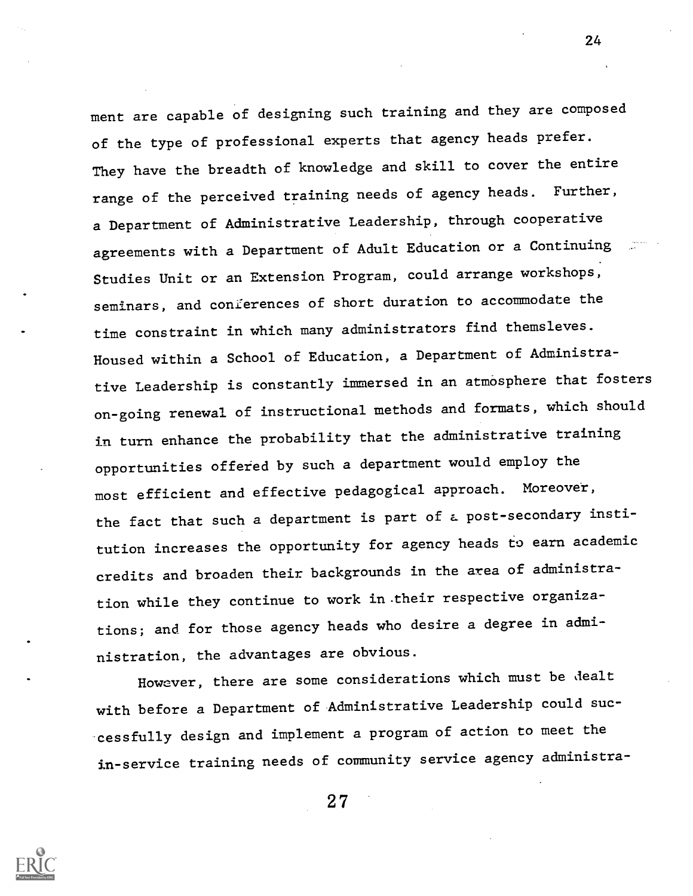ment are capable of designing such training and they are composed of the type of professional experts that agency heads prefer. They have the breadth of knowledge and skill to cover the entire range of the perceived training needs of agency heads. Further, a Department of Administrative Leadership, through cooperative agreements with a Department of Adult Education or a Continuing Studies Unit or an Extension Program, could arrange workshops, seminars, and conferences of short duration to accommodate the time constraint in which many administrators find themsleves. Housed within a School of Education, a Department of Administrative Leadership is constantly immersed in an atmosphere that fosters on-going renewal of instructional methods and formats, which should in turn enhance the probability that the administrative training opportunities offered by such a department would employ the most efficient and effective pedagogical approach. Moreover, the fact that such a department is part of a post-secondary institution increases the opportunity for agency heads to earn academic credits and broaden their backgrounds in the area of administration while they continue to work in their respective organizations; and for those agency heads who desire a degree in administration, the advantages are obvious.

However, there are some considerations which must be dealt with before a Department of Administrative Leadership could successfully design and implement a program of action to meet the in-service training needs of community service agency administra-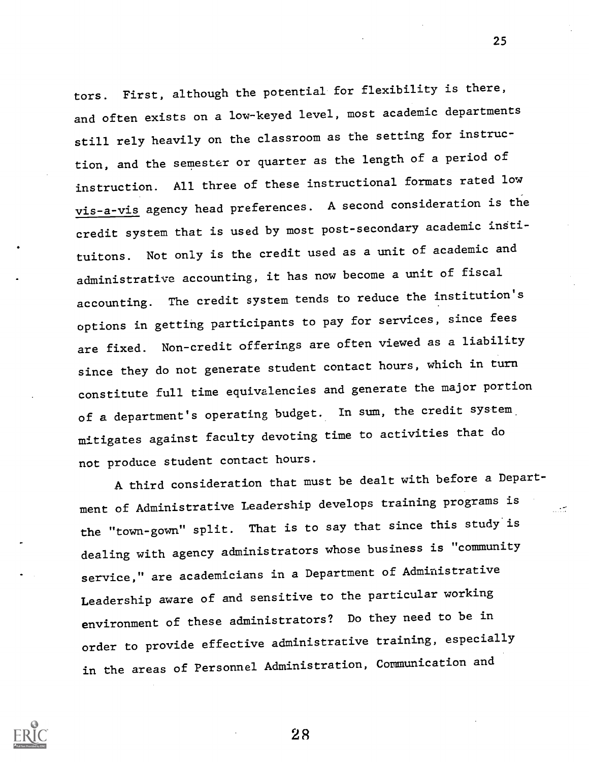tors. First, although the potential for flexibility is there, and often exists on a low-keyed level, most academic departments still rely heavily on the classroom as the setting for instruction, and the semester or quarter as the length of a period of instruction. All three of these instructional formats rated low *vis-a-vis* agency head preferences. A second consideration is the credit system that is used by most post-secondary academic instituitons. Not only is the credit used as a unit of academic and administrative accounting, it has now become a unit of fiscal accounting. The credit system tends to reduce the institution's options in getting participants to pay for services, since fees are fixed. Non-credit offerings are often viewed as a liability since they do not generate student contact hours, which in turn constitute full time equivalencies and generate the major portion of a department's operating budget. In sum, the credit system mitigates against faculty devoting time to activities that do not produce student contact hours.

A third consideration that must be dealt with before a Department of Administrative Leadership develops training programs is the "town-gown" split. That is to say that since this study is dealing with agency administrators whose business is "community service," are academicians in a Department of Administrative Leadership aware of and sensitive to the particular working environment of these administrators? Do they need to be in order to provide effective administrative training, especially in the areas of Personnel Administration, Communication and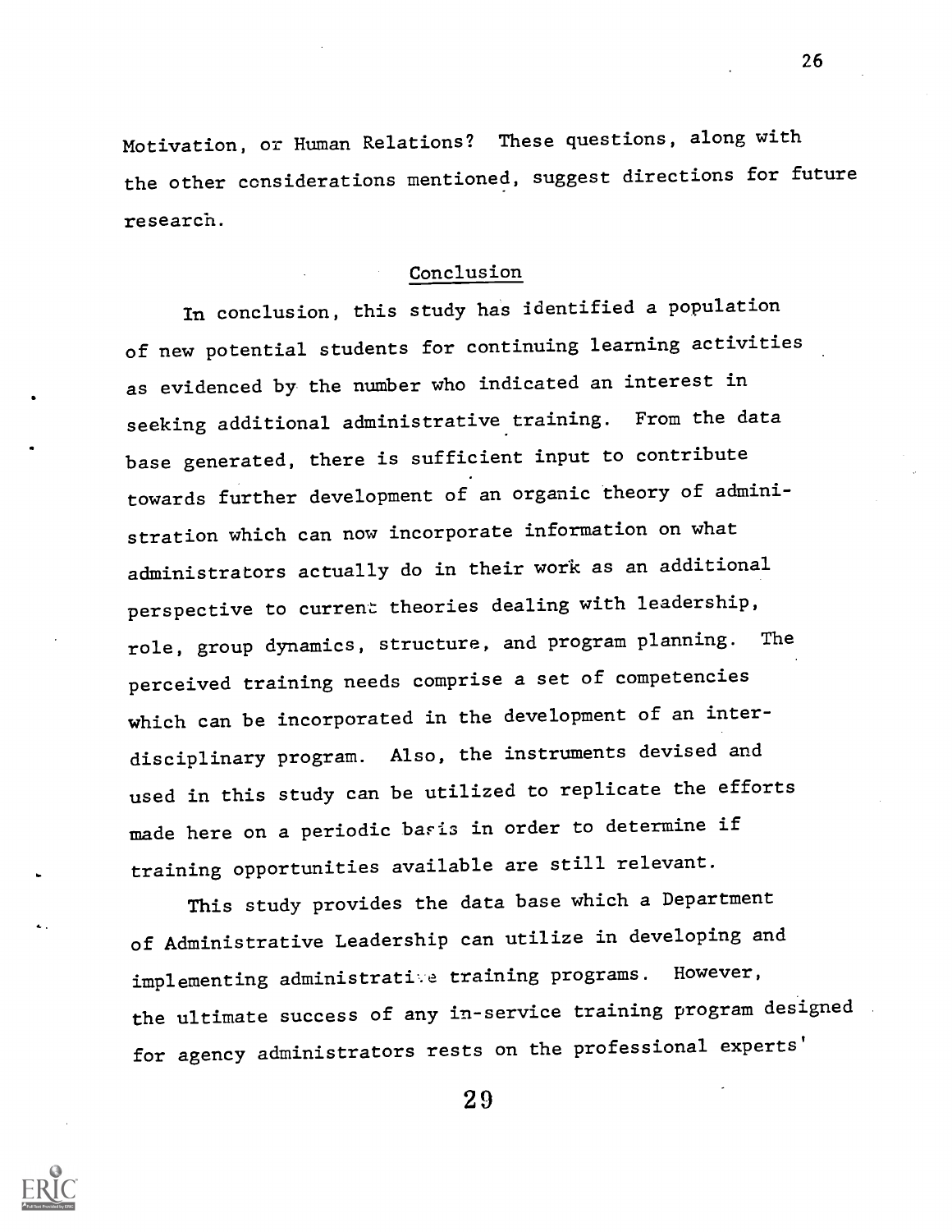Motivation, or Human Relations? These questions, along with the other considerations mentioned, suggest directions for future research.

## Conclusion

In conclusion, this study has identified a population of new potential students for continuing learning activities as evidenced by the number who indicated an interest in seeking additional administrative training. From the data base generated, there is sufficient input to contribute towards further development of an organic theory of administration which can now incorporate information on what administrators actually do in their work as an additional perspective to current theories dealing with leadership, role, group dynamics, structure, and program planning. The perceived training needs comprise a set of competencies which can be incorporated in the development of an interdisciplinary program. Also, the instruments devised and used in this study can be utilized to replicate the efforts made here on a periodic basis in order to determine if training opportunities available are still relevant.

This study provides the data base which a Department of Administrative Leadership can utilize in developing and implementing administrative training programs. However, the ultimate success of any in-service training program designed for agency administrators rests on the professional experts'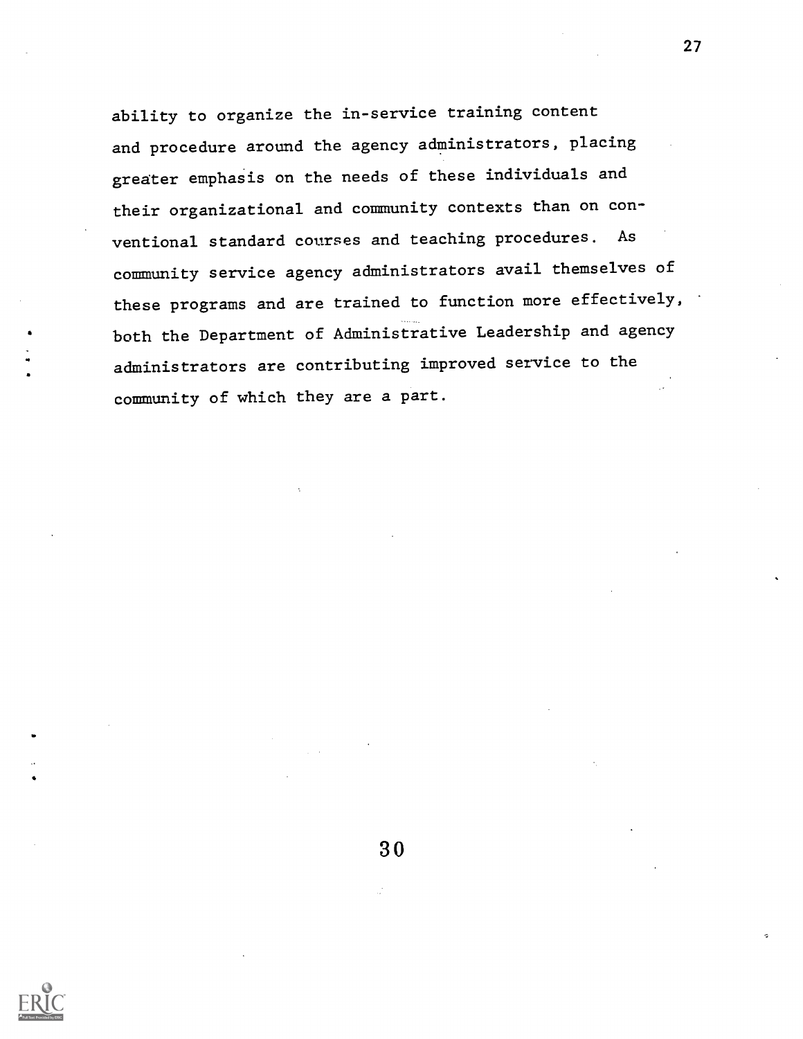ability to organize the in-service training content and procedure around the agency administrators, placing greater emphasis on the needs of these individuals and their organizational and community contexts than on conventional standard courses and teaching procedures. As community service agency administrators avail themselves of these programs and are trained to function more effectively, both the Department of Administrative Leadership and agency administrators are contributing improved service to the community of which they are a part.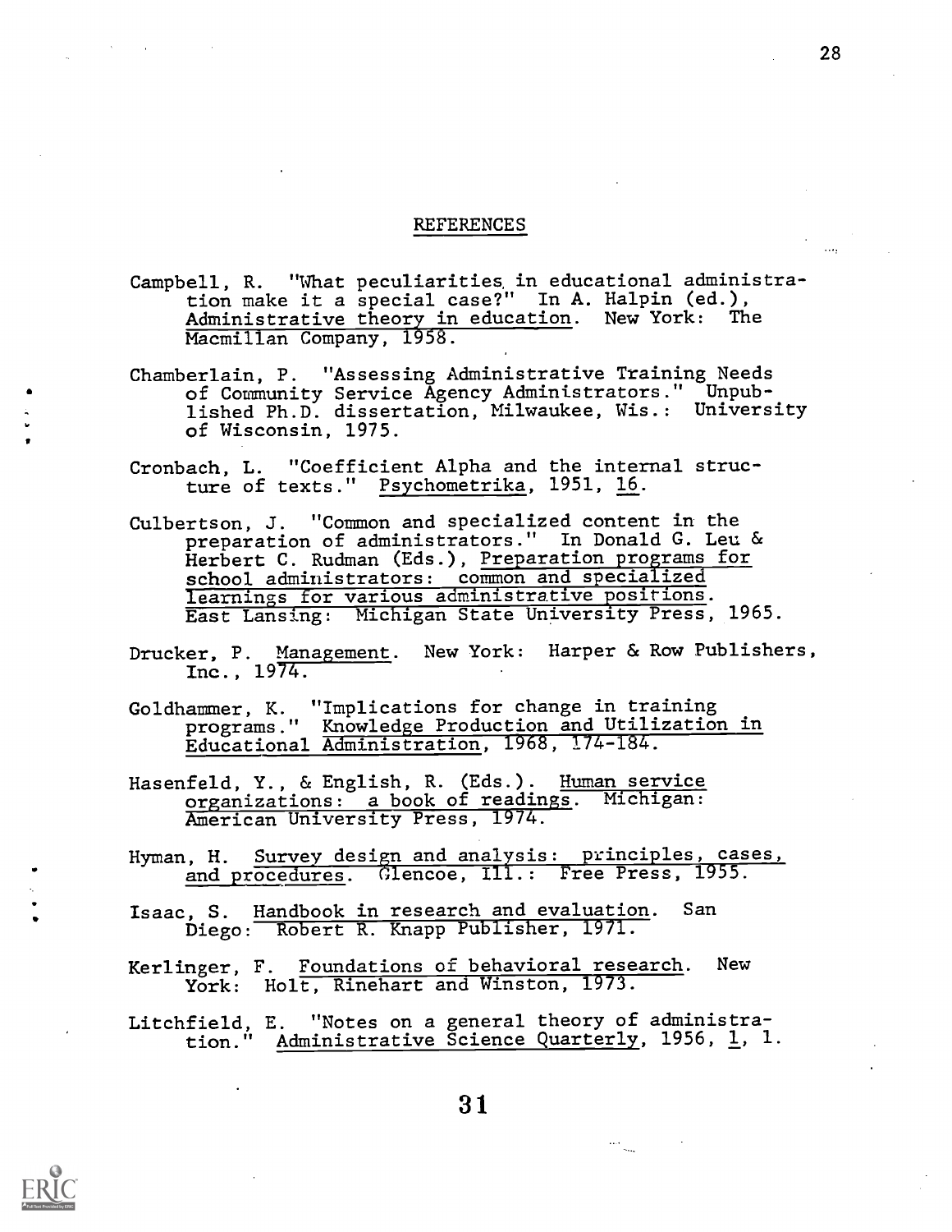## REFERENCES

Campbell, R. "What peculiarities in educational administration make it a special case?" In A. Halpin (ed.), Administrative theory in education. New York: The Macmillan Company, 1958.

Chamberlain, P. "Assessing Administrative Training Needs of Community Service Agency Administrators." Unpublished Ph.D. dissertation, Milwaukee, Wis.: University of Wisconsin, 1975.

Cronbach, L. "Coefficient Alpha and the internal structure of texts." Psychometrika, 1951, 16.

Culbertson, J. "Common and specialized content in the preparation of administrators." In Donald G. Leu & Herbert C. Rudman (Eds.), Preparation programs for school administrators: common and specialized learnings for various administrative positions. East Lansing: Michigan State University Press, 1965.

Drucker, P. Management. New York: Harper & Row Publishers, Inc., 1974.

Goldhammer, K. "Implications for change in training programs." Knowledge Production and Utilization in Educational Administration, 1968, 174-184.

Hasenfeld, Y., & English, R. (Eds.). Human service organizations: a book of readings. Michigan: American University Press, 1974.

Hyman, H. Survey design and analysis: principles, cases, and procedures. Glencoe, Ill.: Free Press, 1955.

Isaac, S. Handbook in research and evaluation. San Diego: Robert R. Knapp Publisher, 1971.

Kerlinger, F. Foundations of behavioral research. New York: Holt, Rinehart and Winston, 1973.

Litchfield, E. "Notes on a general theory of administration." Administrative Science Quarterly, 1956, 1, 1.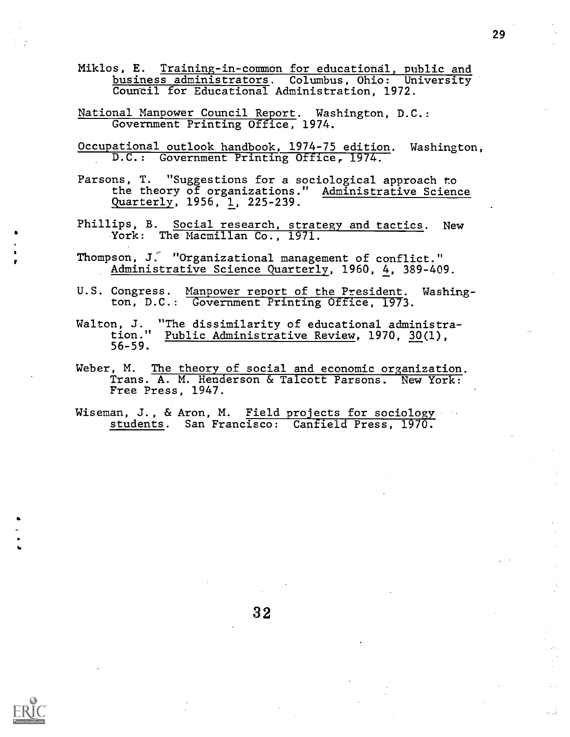Miklos, E. Training-in-common for educational, public and business administrators. Columbus, Ohio: University Council for Educational Administration, 1972.

National Manpower Council Report. Washington, D.C.: Government Printing Office, 1974.

Occupational outlook handbook, 1974-75 edition. Washington, D.C.: Government Printing Office, 1974.

Parsons, T. "Suggestions for a sociological approach to the theory of organizations." Administrative Science Quarterly, 1956, 1, 225-239.

Phillips, B. Social research, strategy and tactics. New York: The Macmillan Co., 1971.

Thompson, J. "Organizational management of conflict." Administrative Science Quarterly, 1960, 4, 389-409.

U.S. Congress. Manpower report of the President. Washington, D.C.: Government Printing Office, 1973.

Walton, J. "The dissimilarity of educational administration." Public Administrative Review, 1970, 30(1), 56-59.

Weber, M. The theory of social and economic organization. Trans. A. M. Henderson & Talcott Parsons. New York: Free Press, 1947.

Wiseman, J., & Aron, M. Field projects for sociology students. San Francisco: Canfield Press, 1970.